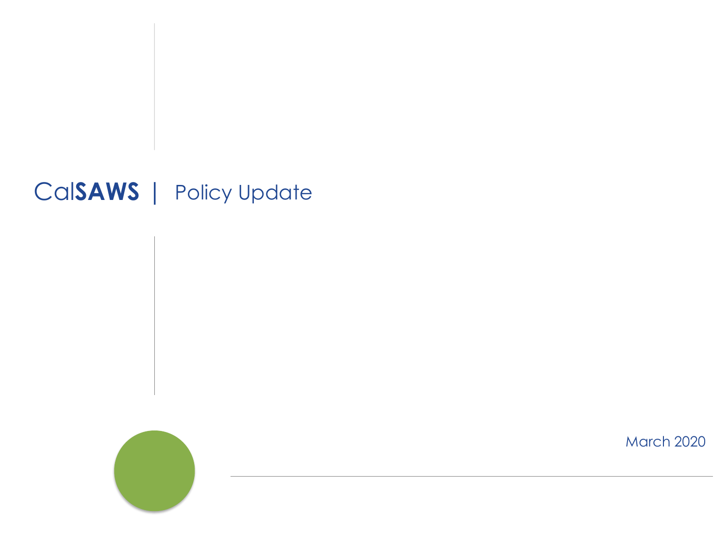# CalSAWS | Policy Update

March 2020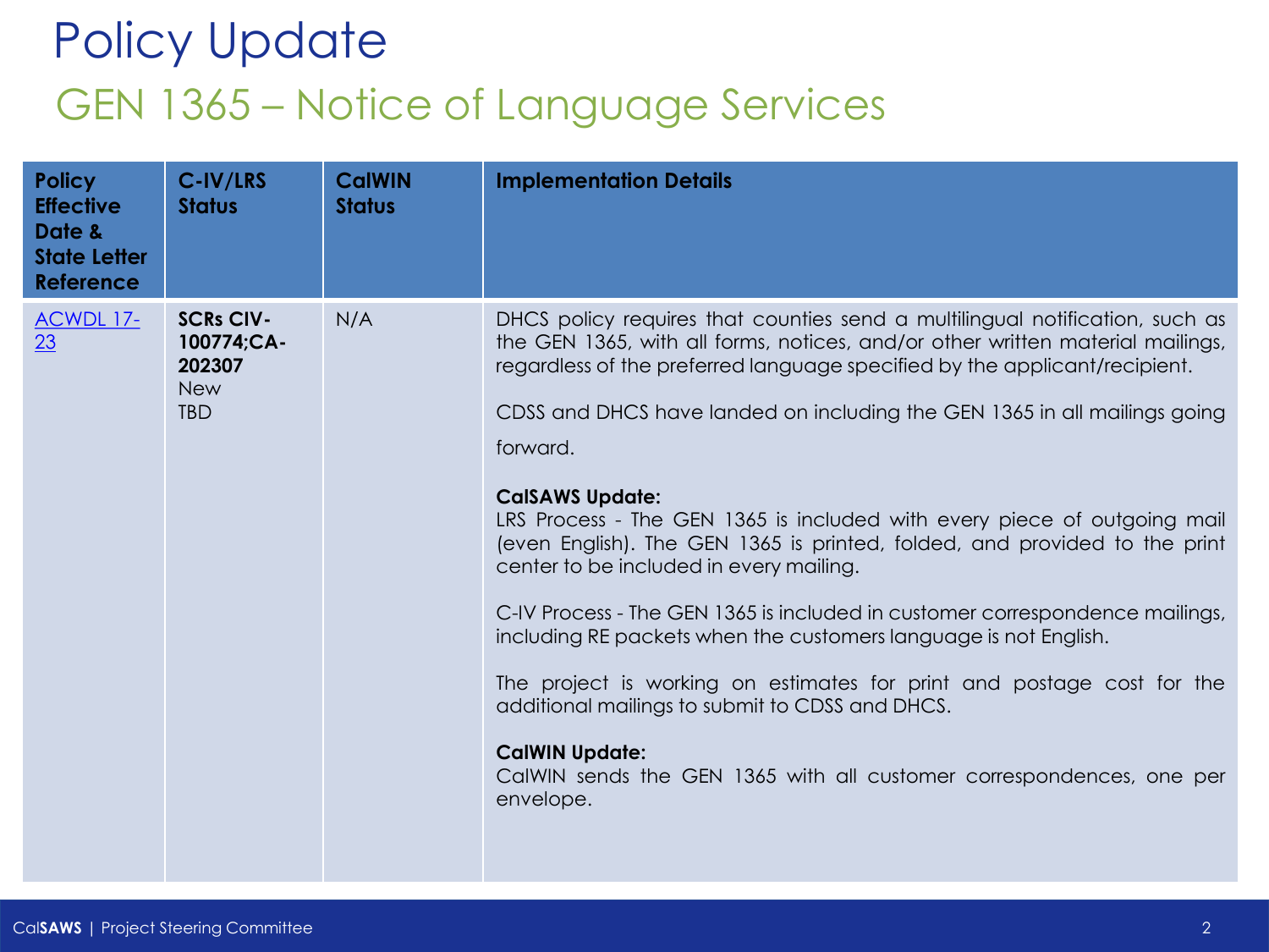# Policy Update

## GEN 1365 – Notice of Language Services

| Policy Effective Date & State Letter Reference | C-IV/LRS Status | CalWIN Status | Implementation Details |
|---|---|---|---|
| [ACWDL 17-23]() | **SCRs CIV-100774;CA-202307**<br>New<br>TBD | N/A | DHCS policy requires that counties send a multilingual notification, such as the GEN 1365, with all forms, notices, and/or other written material mailings, regardless of the preferred language specified by the applicant/recipient.<br><br>CDSS and DHCS have landed on including the GEN 1365 in all mailings going forward.<br><br>**CalSAWS Update:**<br>LRS Process - The GEN 1365 is included with every piece of outgoing mail (even English). The GEN 1365 is printed, folded, and provided to the print center to be included in every mailing.<br><br>C-IV Process - The GEN 1365 is included in customer correspondence mailings, including RE packets when the customers language is not English.<br><br>The project is working on estimates for print and postage cost for the additional mailings to submit to CDSS and DHCS.<br><br>**CalWIN Update:**<br>CalWIN sends the GEN 1365 with all customer correspondences, one per envelope. |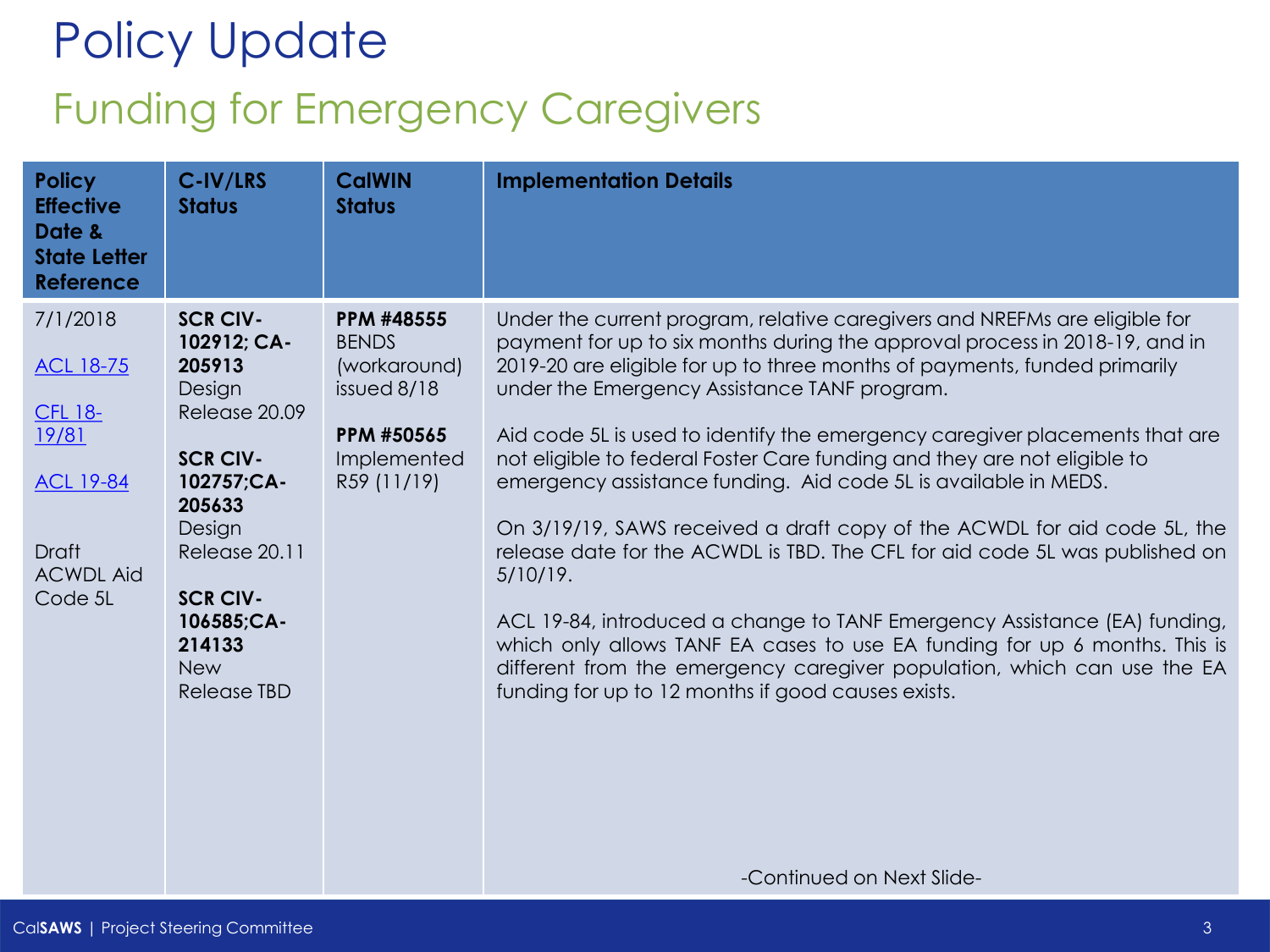# Policy Update

## Funding for Emergency Caregivers

| Policy Effective Date & State Letter Reference | C-IV/LRS Status | CalWIN Status | Implementation Details |
|---|---|---|---|
| 7/1/2018<br><br>ACL 18-75<br><br>CFL 18-19/81<br><br>ACL 19-84<br><br>Draft ACWDL Aid Code 5L | **SCR CIV-102912; CA-205913** Design Release 20.09<br><br>**SCR CIV-102757;CA-205633** Design Release 20.11<br><br>**SCR CIV-106585;CA-214133** New Release TBD | **PPM #48555** BENDS (workaround) issued 8/18<br><br>**PPM #50565** Implemented R59 (11/19) | Under the current program, relative caregivers and NREFMs are eligible for payment for up to six months during the approval process in 2018-19, and in 2019-20 are eligible for up to three months of payments, funded primarily under the Emergency Assistance TANF program.<br><br>Aid code 5L is used to identify the emergency caregiver placements that are not eligible to federal Foster Care funding and they are not eligible to emergency assistance funding. Aid code 5L is available in MEDS.<br><br>On 3/19/19, SAWS received a draft copy of the ACWDL for aid code 5L, the release date for the ACWDL is TBD. The CFL for aid code 5L was published on 5/10/19.<br><br>ACL 19-84, introduced a change to TANF Emergency Assistance (EA) funding, which only allows TANF EA cases to use EA funding for up 6 months. This is different from the emergency caregiver population, which can use the EA funding for up to 12 months if good causes exists.<br><br>-Continued on Next Slide- |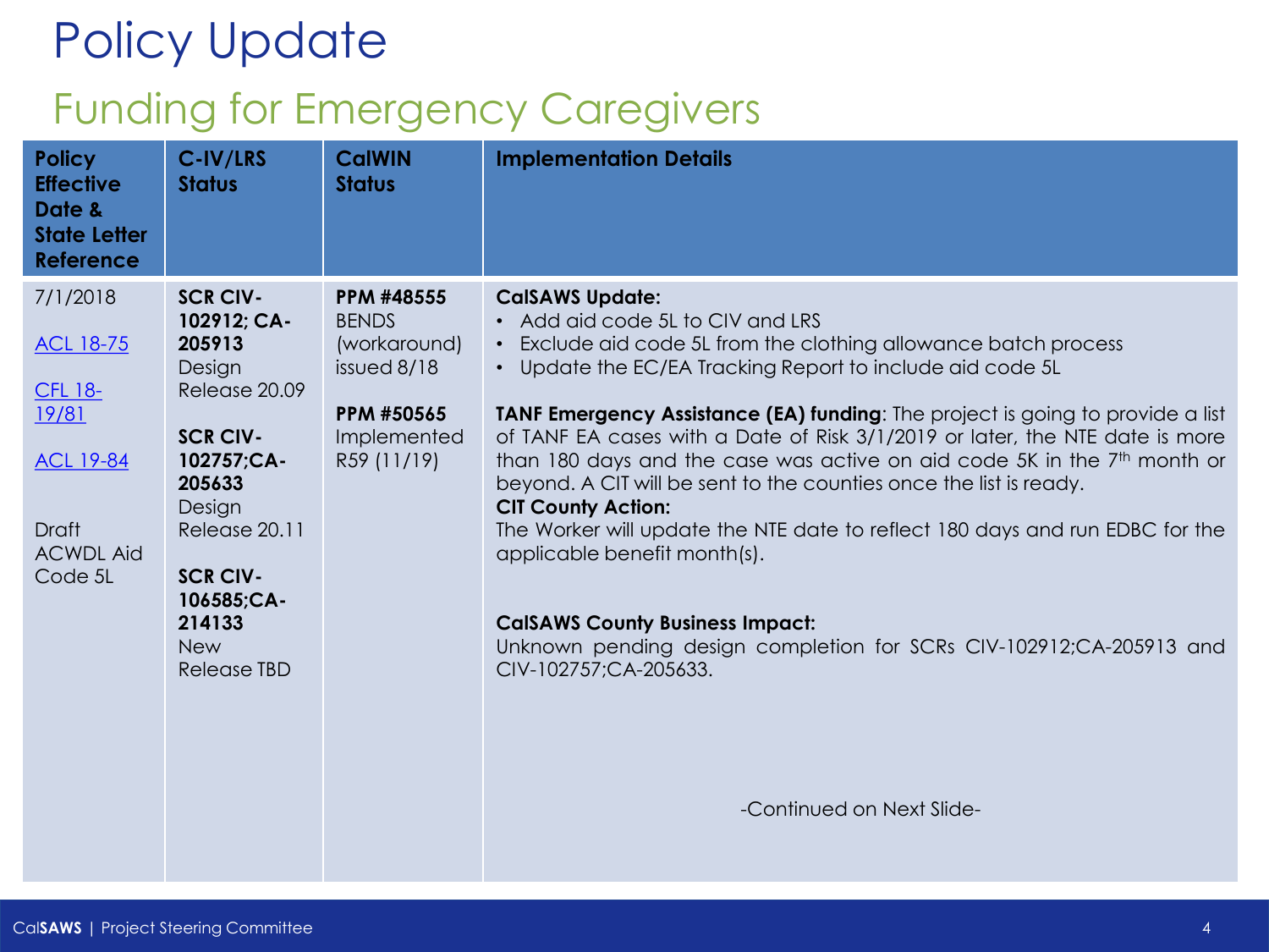# Policy Update

## Funding for Emergency Caregivers

| Policy Effective Date & State Letter Reference | C-IV/LRS Status | CalWIN Status | Implementation Details |
|---|---|---|---|
| 7/1/2018<br><br>ACL 18-75<br><br>CFL 18-19/81<br><br>ACL 19-84<br><br>Draft ACWDL Aid Code 5L | **SCR CIV-102912; CA-205913** Design Release 20.09<br><br>**SCR CIV-102757;CA-205633** Design Release 20.11<br><br>**SCR CIV-106585;CA-214133** New Release TBD | **PPM #48555** BENDS (workaround) issued 8/18<br><br>**PPM #50565** Implemented R59 (11/19) | **CalSAWS Update:**<br>• Add aid code 5L to CIV and LRS<br>• Exclude aid code 5L from the clothing allowance batch process<br>• Update the EC/EA Tracking Report to include aid code 5L<br><br>**TANF Emergency Assistance (EA) funding**: The project is going to provide a list of TANF EA cases with a Date of Risk 3/1/2019 or later, the NTE date is more than 180 days and the case was active on aid code 5K in the 7th month or beyond. A CIT will be sent to the counties once the list is ready.<br>**CIT County Action:**<br>The Worker will update the NTE date to reflect 180 days and run EDBC for the applicable benefit month(s).<br><br>**CalSAWS County Business Impact:**<br>Unknown pending design completion for SCRs CIV-102912;CA-205913 and CIV-102757;CA-205633.<br><br>-Continued on Next Slide- |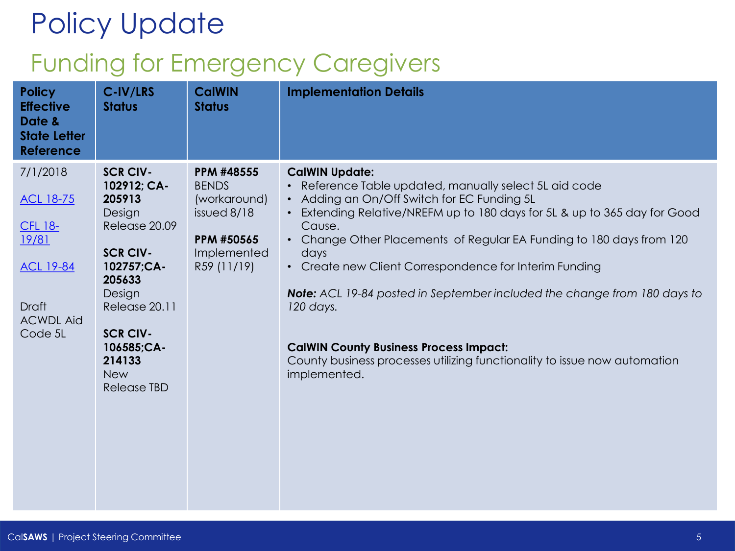# Policy Update

## Funding for Emergency Caregivers

| Policy Effective Date & State Letter Reference | C-IV/LRS Status | CalWIN Status | Implementation Details |
|---|---|---|---|
| 7/1/2018<br><br>ACL 18-75<br><br>CFL 18-19/81<br><br>ACL 19-84<br><br>Draft ACWDL Aid Code 5L | **SCR CIV-102912; CA-205913** Design Release 20.09<br><br>**SCR CIV-102757;CA-205633** Design Release 20.11<br><br>**SCR CIV-106585;CA-214133** New Release TBD | **PPM #48555** BENDS (workaround) issued 8/18<br><br>**PPM #50565** Implemented R59 (11/19) | **CalWIN Update:**<br>• Reference Table updated, manually select 5L aid code<br>• Adding an On/Off Switch for EC Funding 5L<br>• Extending Relative/NREFM up to 180 days for 5L & up to 365 day for Good Cause.<br>• Change Other Placements of Regular EA Funding to 180 days from 120 days<br>• Create new Client Correspondence for Interim Funding<br><br>***Note:*** *ACL 19-84 posted in September included the change from 180 days to 120 days.*<br><br>**CalWIN County Business Process Impact:**<br>County business processes utilizing functionality to issue now automation implemented. |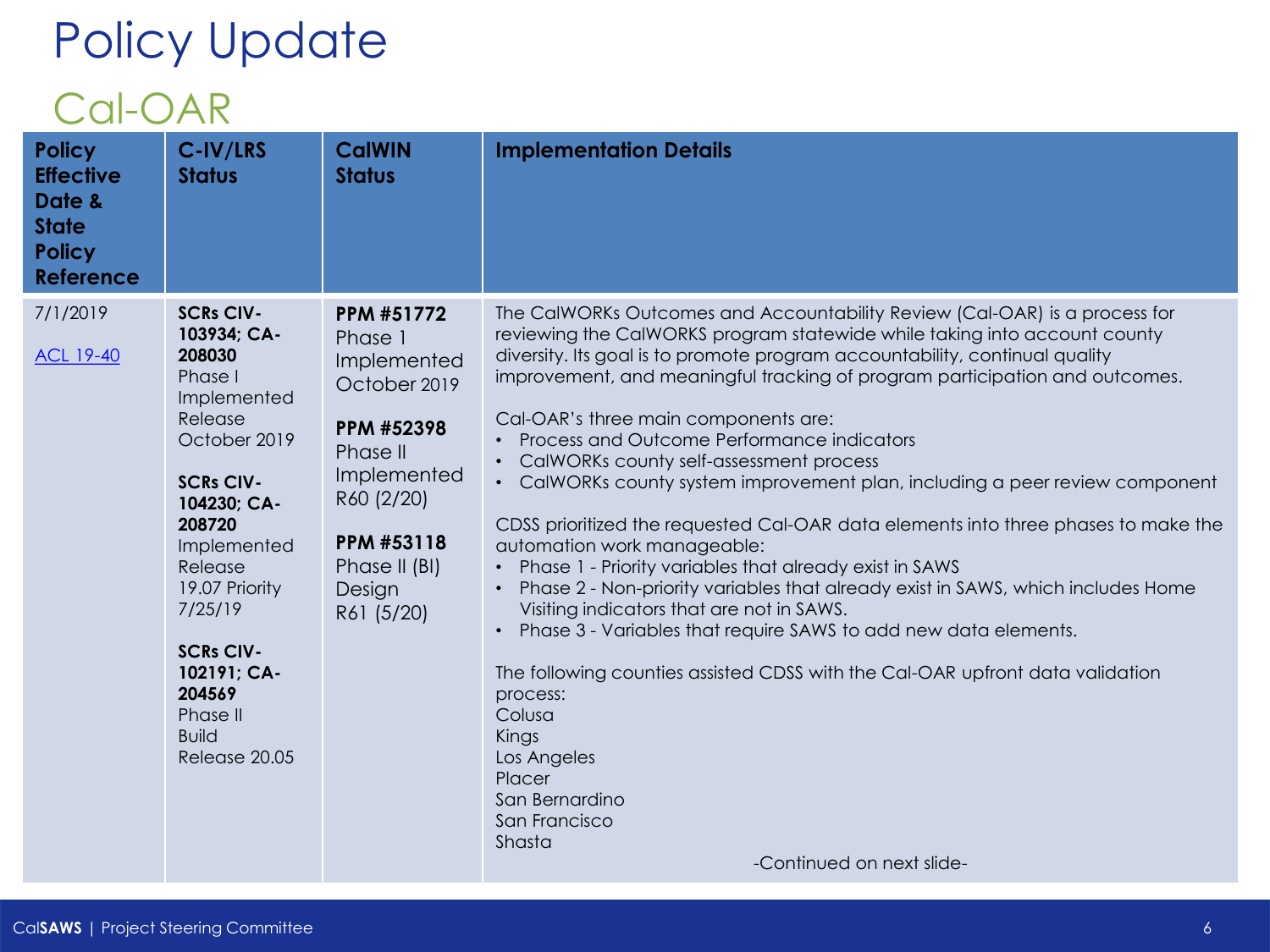# Policy Update

## Cal-OAR

| Policy Effective Date & State Policy Reference | C-IV/LRS Status | CalWIN Status | Implementation Details |
|---|---|---|---|
| 7/1/2019<br><br>ACL 19-40 | **SCRs CIV-103934; CA-208030**<br>Phase I Implemented Release October 2019<br><br>**SCRs CIV-104230; CA-208720**<br>Implemented Release 19.07 Priority 7/25/19<br><br>**SCRs CIV-102191; CA-204569**<br>Phase II Build Release 20.05 | **PPM #51772**<br>Phase 1 Implemented October 2019<br><br>**PPM #52398**<br>Phase II Implemented R60 (2/20)<br><br>**PPM #53118**<br>Phase II (BI) Design R61 (5/20) | The CalWORKs Outcomes and Accountability Review (Cal-OAR) is a process for reviewing the CalWORKS program statewide while taking into account county diversity. Its goal is to promote program accountability, continual quality improvement, and meaningful tracking of program participation and outcomes.<br><br>Cal-OAR's three main components are:<br>• Process and Outcome Performance indicators<br>• CalWORKs county self-assessment process<br>• CalWORKs county system improvement plan, including a peer review component<br><br>CDSS prioritized the requested Cal-OAR data elements into three phases to make the automation work manageable:<br>• Phase 1 - Priority variables that already exist in SAWS<br>• Phase 2 - Non-priority variables that already exist in SAWS, which includes Home Visiting indicators that are not in SAWS.<br>• Phase 3 - Variables that require SAWS to add new data elements.<br><br>The following counties assisted CDSS with the Cal-OAR upfront data validation process:<br>Colusa<br>Kings<br>Los Angeles<br>Placer<br>San Bernardino<br>San Francisco<br>Shasta<br><br>-Continued on next slide- |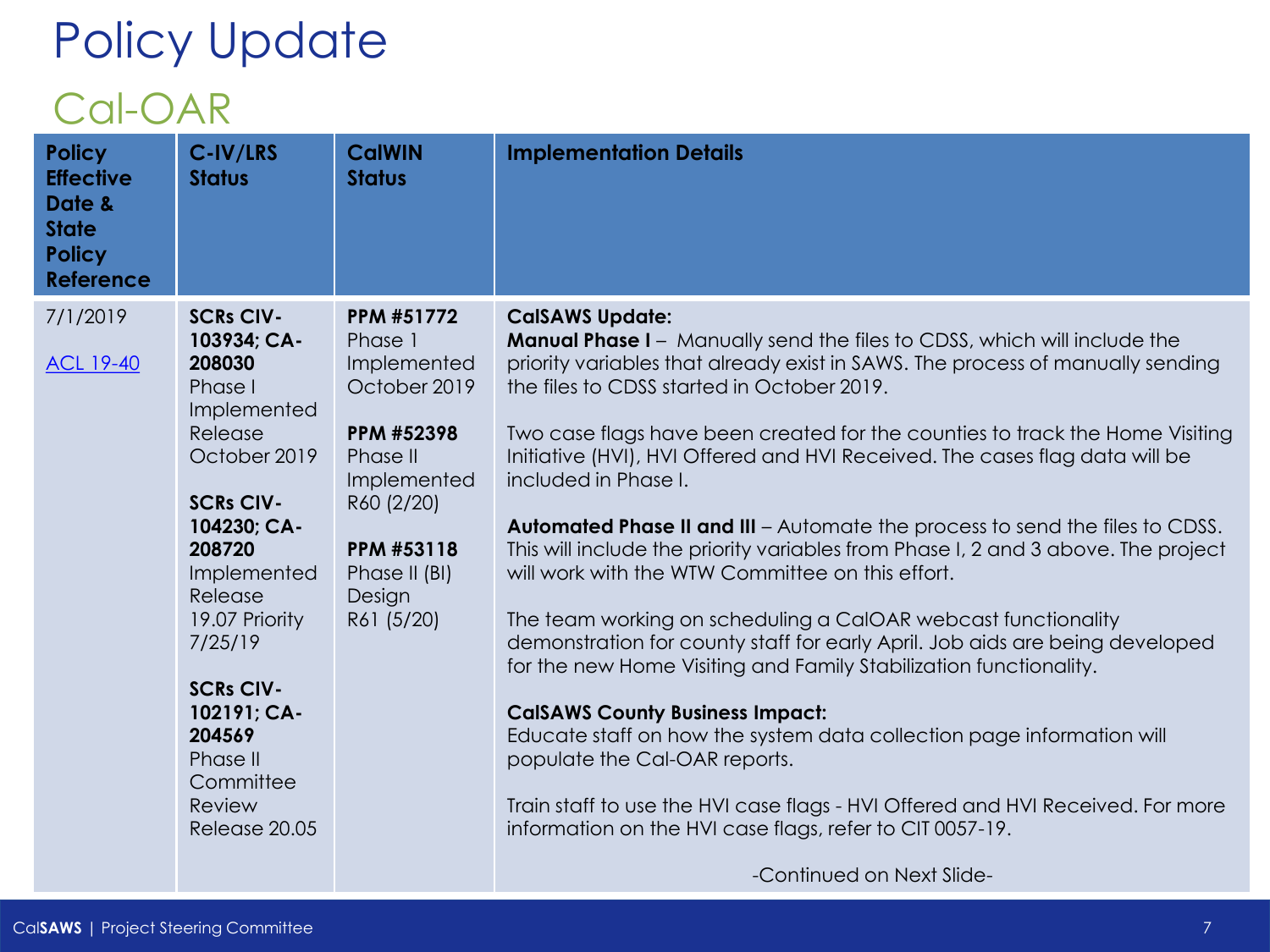# Policy Update

## Cal-OAR

| Policy Effective Date & State Policy Reference | C-IV/LRS Status | CalWIN Status | Implementation Details |
|---|---|---|---|
| 7/1/2019<br><br>ACL 19-40 | **SCRs CIV-103934; CA-208030**<br>Phase I Implemented Release October 2019<br><br>**SCRs CIV-104230; CA-208720**<br>Implemented Release 19.07 Priority 7/25/19<br><br>**SCRs CIV-102191; CA-204569**<br>Phase II Committee Review Release 20.05 | **PPM #51772**<br>Phase 1 Implemented October 2019<br><br>**PPM #52398**<br>Phase II Implemented R60 (2/20)<br><br>**PPM #53118**<br>Phase II (BI) Design R61 (5/20) | **CalSAWS Update:**<br>**Manual Phase I** – Manually send the files to CDSS, which will include the priority variables that already exist in SAWS. The process of manually sending the files to CDSS started in October 2019.<br><br>Two case flags have been created for the counties to track the Home Visiting Initiative (HVI), HVI Offered and HVI Received. The cases flag data will be included in Phase I.<br><br>**Automated Phase II and III** – Automate the process to send the files to CDSS. This will include the priority variables from Phase I, 2 and 3 above. The project will work with the WTW Committee on this effort.<br><br>The team working on scheduling a CalOAR webcast functionality demonstration for county staff for early April. Job aids are being developed for the new Home Visiting and Family Stabilization functionality.<br><br>**CalSAWS County Business Impact:**<br>Educate staff on how the system data collection page information will populate the Cal-OAR reports.<br><br>Train staff to use the HVI case flags - HVI Offered and HVI Received. For more information on the HVI case flags, refer to CIT 0057-19.<br><br>-Continued on Next Slide- |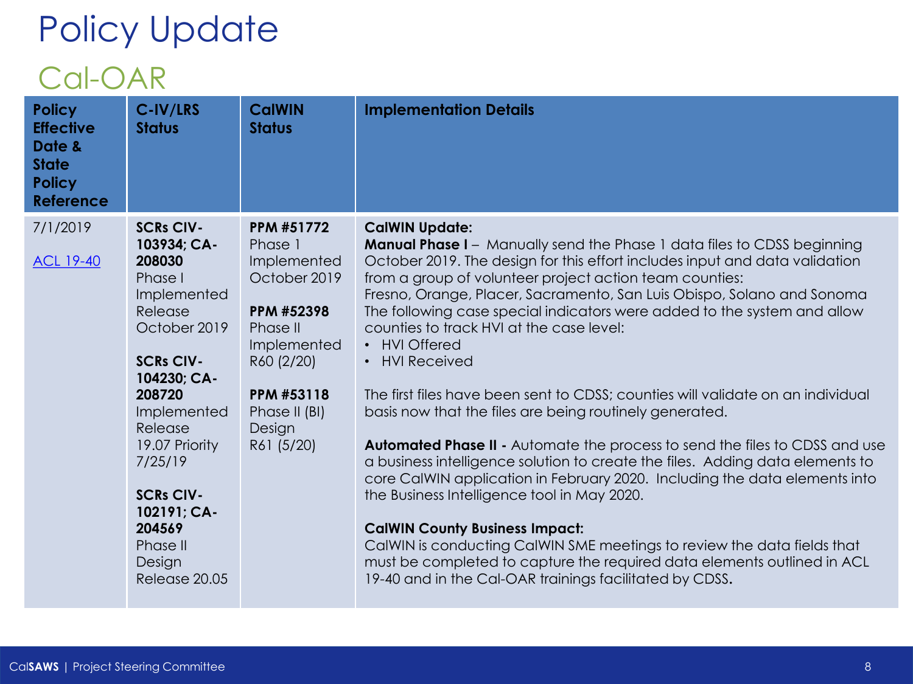# Policy Update

## Cal-OAR

| Policy Effective Date & State Policy Reference | C-IV/LRS Status | CalWIN Status | Implementation Details |
|---|---|---|---|
| 7/1/2019<br><br>ACL 19-40 | **SCRs CIV-103934; CA-208030**<br>Phase I Implemented Release October 2019<br><br>**SCRs CIV-104230; CA-208720**<br>Implemented Release 19.07 Priority 7/25/19<br><br>**SCRs CIV-102191; CA-204569**<br>Phase II Design Release 20.05 | **PPM #51772**<br>Phase 1 Implemented October 2019<br><br>**PPM #52398**<br>Phase II Implemented R60 (2/20)<br><br>**PPM #53118**<br>Phase II (BI) Design R61 (5/20) | **CalWIN Update:**<br>**Manual Phase I** – Manually send the Phase 1 data files to CDSS beginning October 2019. The design for this effort includes input and data validation from a group of volunteer project action team counties: Fresno, Orange, Placer, Sacramento, San Luis Obispo, Solano and Sonoma The following case special indicators were added to the system and allow counties to track HVI at the case level:<br>• HVI Offered<br>• HVI Received<br><br>The first files have been sent to CDSS; counties will validate on an individual basis now that the files are being routinely generated.<br><br>**Automated Phase II -** Automate the process to send the files to CDSS and use a business intelligence solution to create the files. Adding data elements to core CalWIN application in February 2020. Including the data elements into the Business Intelligence tool in May 2020.<br><br>**CalWIN County Business Impact:**<br>CalWIN is conducting CalWIN SME meetings to review the data fields that must be completed to capture the required data elements outlined in ACL 19-40 and in the Cal-OAR trainings facilitated by CDSS. |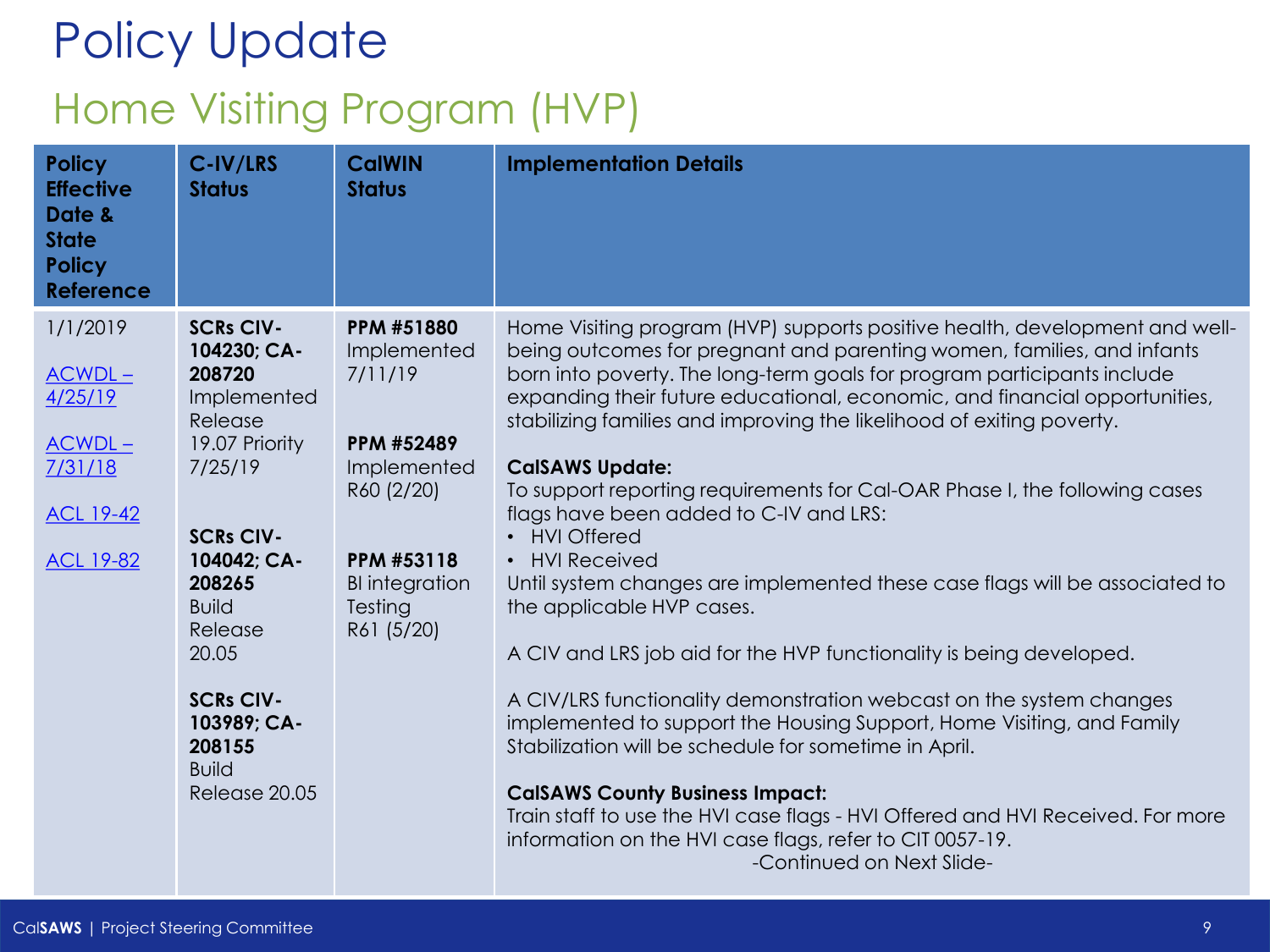# Policy Update

## Home Visiting Program (HVP)

| Policy Effective Date & State Policy Reference | C-IV/LRS Status | CalWIN Status | Implementation Details |
|---|---|---|---|
| 1/1/2019<br><br>ACWDL – 4/25/19<br><br>ACWDL – 7/31/18<br><br>ACL 19-42<br><br>ACL 19-82 | **SCRs CIV-104230; CA-208720** Implemented Release 19.07 Priority 7/25/19<br><br>**SCRs CIV-104042; CA-208265** Build Release 20.05<br><br>**SCRs CIV-103989; CA-208155** Build Release 20.05 | **PPM #51880** Implemented 7/11/19<br><br>**PPM #52489** Implemented R60 (2/20)<br><br>**PPM #53118** BI integration Testing R61 (5/20) | Home Visiting program (HVP) supports positive health, development and well-being outcomes for pregnant and parenting women, families, and infants born into poverty. The long-term goals for program participants include expanding their future educational, economic, and financial opportunities, stabilizing families and improving the likelihood of exiting poverty.<br><br>**CalSAWS Update:**<br>To support reporting requirements for Cal-OAR Phase I, the following cases flags have been added to C-IV and LRS:<br>• HVI Offered<br>• HVI Received<br>Until system changes are implemented these case flags will be associated to the applicable HVP cases.<br><br>A CIV and LRS job aid for the HVP functionality is being developed.<br><br>A CIV/LRS functionality demonstration webcast on the system changes implemented to support the Housing Support, Home Visiting, and Family Stabilization will be schedule for sometime in April.<br><br>**CalSAWS County Business Impact:**<br>Train staff to use the HVI case flags - HVI Offered and HVI Received. For more information on the HVI case flags, refer to CIT 0057-19.<br>-Continued on Next Slide- |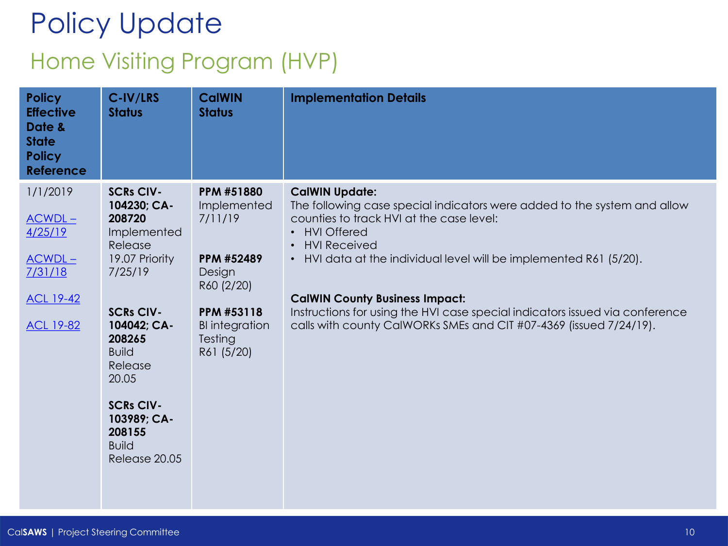# Policy Update

## Home Visiting Program (HVP)

| Policy Effective Date & State Policy Reference | C-IV/LRS Status | CalWIN Status | Implementation Details |
|---|---|---|---|
| 1/1/2019<br><br>ACWDL – 4/25/19<br><br>ACWDL – 7/31/18<br><br>ACL 19-42<br><br>ACL 19-82 | **SCRs CIV-104230; CA-208720** Implemented Release 19.07 Priority 7/25/19<br><br>**SCRs CIV-104042; CA-208265** Build Release 20.05<br><br>**SCRs CIV-103989; CA-208155** Build Release 20.05 | **PPM #51880** Implemented 7/11/19<br><br>**PPM #52489** Design R60 (2/20)<br><br>**PPM #53118** BI integration Testing R61 (5/20) | **CalWIN Update:**<br>The following case special indicators were added to the system and allow counties to track HVI at the case level:<br>• HVI Offered<br>• HVI Received<br>• HVI data at the individual level will be implemented R61 (5/20).<br><br>**CalWIN County Business Impact:**<br>Instructions for using the HVI case special indicators issued via conference calls with county CalWORKs SMEs and CIT #07-4369 (issued 7/24/19). |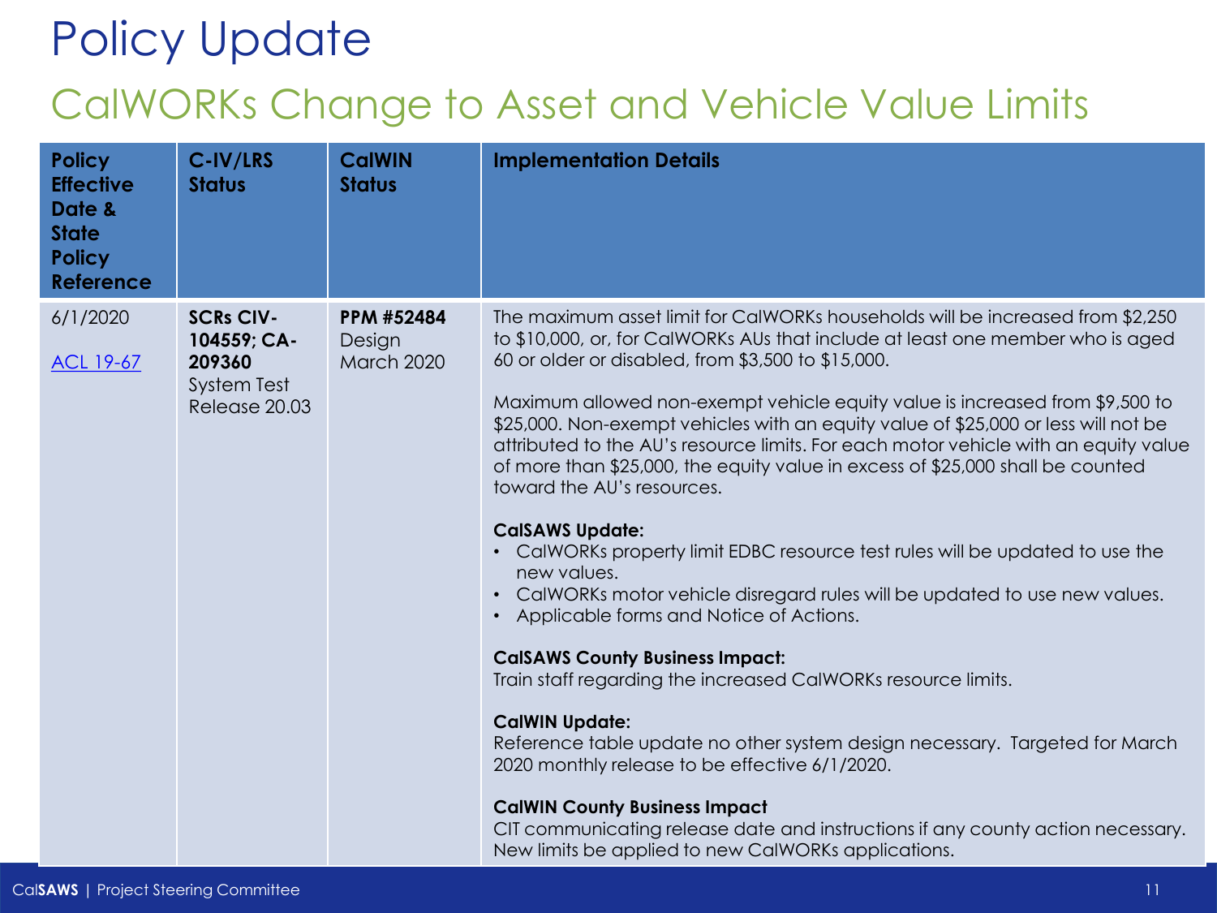# Policy Update

## CalWORKs Change to Asset and Vehicle Value Limits

| Policy Effective Date & State Policy Reference | C-IV/LRS Status | CalWIN Status | Implementation Details |
|---|---|---|---|
| 6/1/2020<br><br>ACL 19-67 | **SCRs CIV-104559; CA-209360**<br>System Test Release 20.03 | **PPM #52484**<br>Design March 2020 | The maximum asset limit for CalWORKs households will be increased from $2,250 to $10,000, or, for CalWORKs AUs that include at least one member who is aged 60 or older or disabled, from $3,500 to $15,000.<br><br>Maximum allowed non-exempt vehicle equity value is increased from $9,500 to $25,000. Non-exempt vehicles with an equity value of $25,000 or less will not be attributed to the AU's resource limits. For each motor vehicle with an equity value of more than $25,000, the equity value in excess of $25,000 shall be counted toward the AU's resources.<br><br>**CalSAWS Update:**<br>• CalWORKs property limit EDBC resource test rules will be updated to use the new values.<br>• CalWORKs motor vehicle disregard rules will be updated to use new values.<br>• Applicable forms and Notice of Actions.<br><br>**CalSAWS County Business Impact:**<br>Train staff regarding the increased CalWORKs resource limits.<br><br>**CalWIN Update:**<br>Reference table update no other system design necessary. Targeted for March 2020 monthly release to be effective 6/1/2020.<br><br>**CalWIN County Business Impact**<br>CIT communicating release date and instructions if any county action necessary. New limits be applied to new CalWORKs applications. |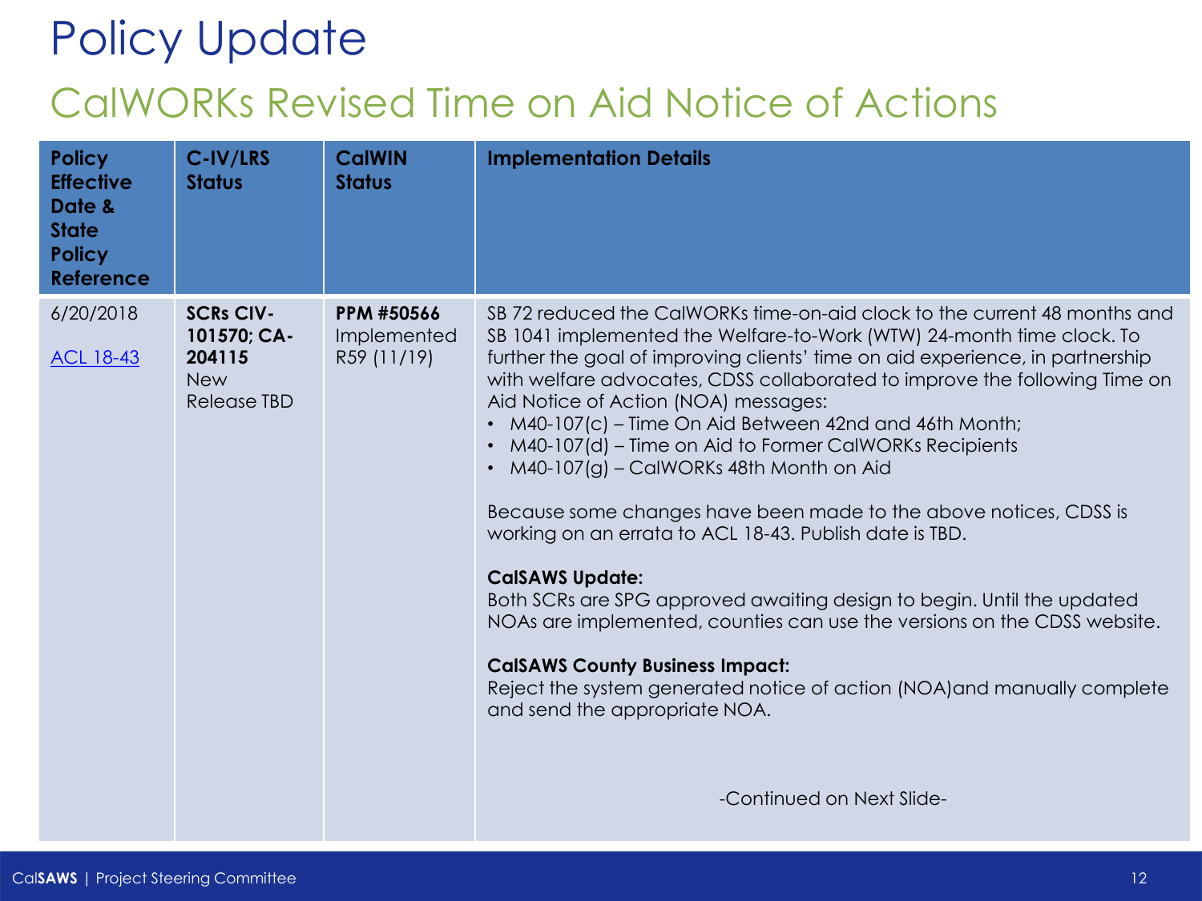# Policy Update

## CalWORKs Revised Time on Aid Notice of Actions

| Policy Effective Date & State Policy Reference | C-IV/LRS Status | CalWIN Status | Implementation Details |
|---|---|---|---|
| 6/20/2018<br><br>ACL 18-43 | **SCRs CIV-101570; CA-204115**<br>New Release TBD | **PPM #50566**<br>Implemented R59 (11/19) | SB 72 reduced the CalWORKs time-on-aid clock to the current 48 months and SB 1041 implemented the Welfare-to-Work (WTW) 24-month time clock. To further the goal of improving clients' time on aid experience, in partnership with welfare advocates, CDSS collaborated to improve the following Time on Aid Notice of Action (NOA) messages:<br>• M40-107(c) – Time On Aid Between 42nd and 46th Month;<br>• M40-107(d) – Time on Aid to Former CalWORKs Recipients<br>• M40-107(g) – CalWORKs 48th Month on Aid<br><br>Because some changes have been made to the above notices, CDSS is working on an errata to ACL 18-43. Publish date is TBD.<br><br>**CalSAWS Update:**<br>Both SCRs are SPG approved awaiting design to begin. Until the updated NOAs are implemented, counties can use the versions on the CDSS website.<br><br>**CalSAWS County Business Impact:**<br>Reject the system generated notice of action (NOA)and manually complete and send the appropriate NOA.<br><br>-Continued on Next Slide- |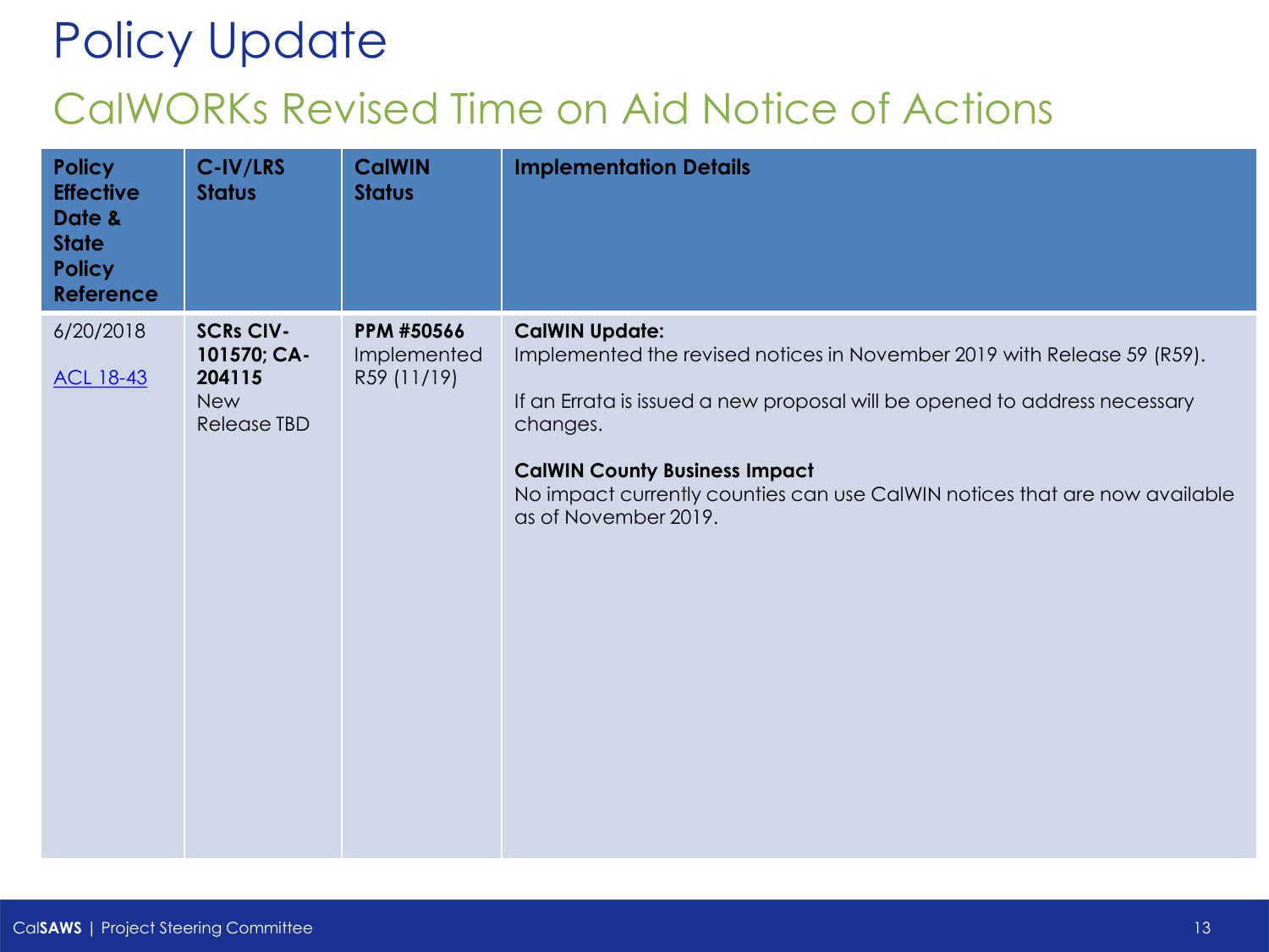# Policy Update

## CalWORKs Revised Time on Aid Notice of Actions

| Policy Effective Date & State Policy Reference | C-IV/LRS Status | CalWIN Status | Implementation Details |
|---|---|---|---|
| 6/20/2018<br><br>ACL 18-43 | **SCRs CIV-101570; CA-204115**<br>New Release TBD | **PPM #50566**<br>Implemented R59 (11/19) | **CalWIN Update:**<br>Implemented the revised notices in November 2019 with Release 59 (R59).<br><br>If an Errata is issued a new proposal will be opened to address necessary changes.<br><br>**CalWIN County Business Impact**<br>No impact currently counties can use CalWIN notices that are now available as of November 2019. |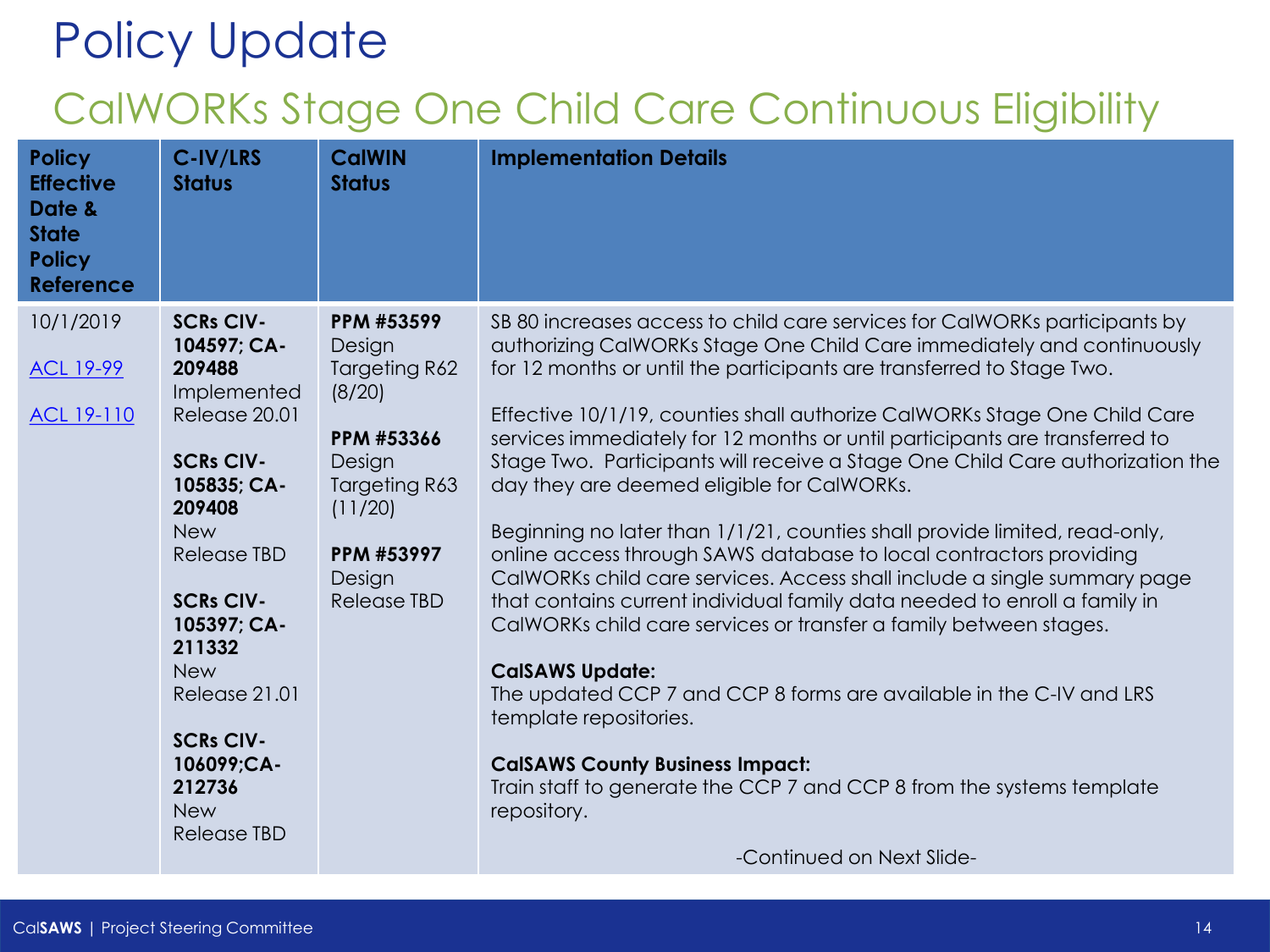# Policy Update

## CalWORKs Stage One Child Care Continuous Eligibility

| Policy Effective Date & State Policy Reference | C-IV/LRS Status | CalWIN Status | Implementation Details |
|---|---|---|---|
| 10/1/2019<br><br>ACL 19-99<br><br>ACL 19-110 | **SCRs CIV-104597; CA-209488**<br>Implemented<br>Release 20.01<br><br>**SCRs CIV-105835; CA-209408**<br>New<br>Release TBD<br><br>**SCRs CIV-105397; CA-211332**<br>New<br>Release 21.01<br><br>**SCRs CIV-106099;CA-212736**<br>New<br>Release TBD | **PPM #53599**<br>Design<br>Targeting R62<br>(8/20)<br><br>**PPM #53366**<br>Design<br>Targeting R63<br>(11/20)<br><br>**PPM #53997**<br>Design<br>Release TBD | SB 80 increases access to child care services for CalWORKs participants by authorizing CalWORKs Stage One Child Care immediately and continuously for 12 months or until the participants are transferred to Stage Two.<br><br>Effective 10/1/19, counties shall authorize CalWORKs Stage One Child Care services immediately for 12 months or until participants are transferred to Stage Two. Participants will receive a Stage One Child Care authorization the day they are deemed eligible for CalWORKs.<br><br>Beginning no later than 1/1/21, counties shall provide limited, read-only, online access through SAWS database to local contractors providing CalWORKs child care services. Access shall include a single summary page that contains current individual family data needed to enroll a family in CalWORKs child care services or transfer a family between stages.<br><br>**CalSAWS Update:**<br>The updated CCP 7 and CCP 8 forms are available in the C-IV and LRS template repositories.<br><br>**CalSAWS County Business Impact:**<br>Train staff to generate the CCP 7 and CCP 8 from the systems template repository.<br><br>-Continued on Next Slide- |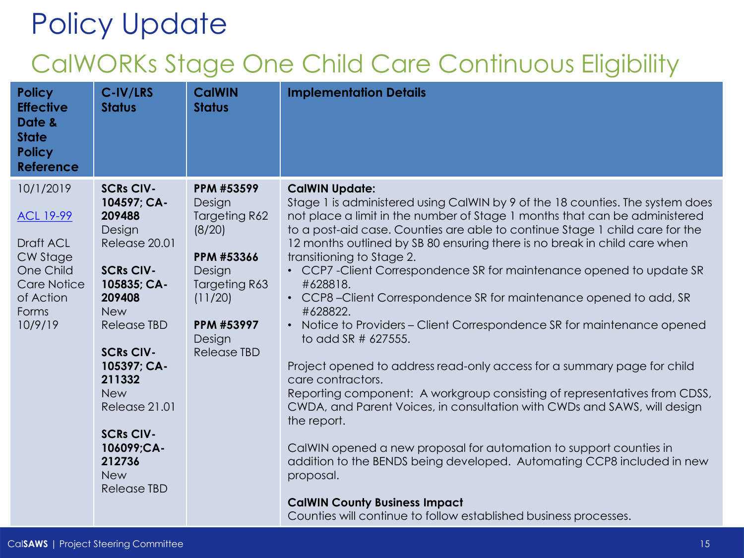# Policy Update

## CalWORKs Stage One Child Care Continuous Eligibility

| Policy Effective Date & State Policy Reference | C-IV/LRS Status | CalWIN Status | Implementation Details |
|---|---|---|---|
| 10/1/2019<br><br>ACL 19-99<br><br>Draft ACL CW Stage One Child Care Notice of Action Forms 10/9/19 | **SCRs CIV-104597; CA-209488**<br>Design Release 20.01<br><br>**SCRs CIV-105835; CA-209408**<br>New Release TBD<br><br>**SCRs CIV-105397; CA-211332**<br>New Release 21.01<br><br>**SCRs CIV-106099;CA-212736**<br>New Release TBD | **PPM #53599**<br>Design Targeting R62 (8/20)<br><br>**PPM #53366**<br>Design Targeting R63 (11/20)<br><br>**PPM #53997**<br>Design Release TBD | **CalWIN Update:**<br>Stage 1 is administered using CalWIN by 9 of the 18 counties. The system does not place a limit in the number of Stage 1 months that can be administered to a post-aid case. Counties are able to continue Stage 1 child care for the 12 months outlined by SB 80 ensuring there is no break in child care when transitioning to Stage 2.<br>• CCP7 -Client Correspondence SR for maintenance opened to update SR #628818.<br>• CCP8 –Client Correspondence SR for maintenance opened to add, SR #628822.<br>• Notice to Providers – Client Correspondence SR for maintenance opened to add SR # 627555.<br><br>Project opened to address read-only access for a summary page for child care contractors.<br>Reporting component: A workgroup consisting of representatives from CDSS, CWDA, and Parent Voices, in consultation with CWDs and SAWS, will design the report.<br><br>CalWIN opened a new proposal for automation to support counties in addition to the BENDS being developed. Automating CCP8 included in new proposal.<br><br>**CalWIN County Business Impact**<br>Counties will continue to follow established business processes. |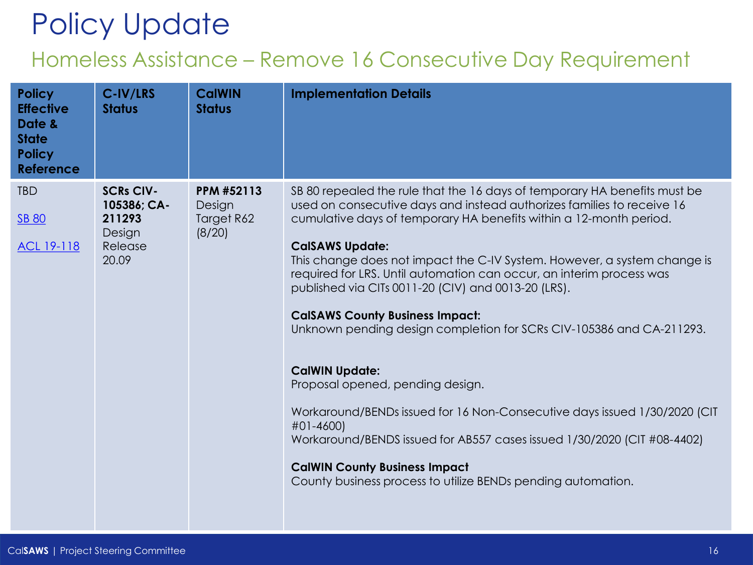# Policy Update

## Homeless Assistance – Remove 16 Consecutive Day Requirement

| Policy Effective Date & State Policy Reference | C-IV/LRS Status | CalWIN Status | Implementation Details |
|---|---|---|---|
| TBD<br><br>[SB 80]<br><br>[ACL 19-118] | **SCRs CIV-105386; CA-211293**<br>Design<br>Release 20.09 | **PPM #52113**<br>Design<br>Target R62 (8/20) | SB 80 repealed the rule that the 16 days of temporary HA benefits must be used on consecutive days and instead authorizes families to receive 16 cumulative days of temporary HA benefits within a 12-month period.<br><br>**CalSAWS Update:**<br>This change does not impact the C-IV System. However, a system change is required for LRS. Until automation can occur, an interim process was published via CITs 0011-20 (CIV) and 0013-20 (LRS).<br><br>**CalSAWS County Business Impact:**<br>Unknown pending design completion for SCRs CIV-105386 and CA-211293.<br><br>**CalWIN Update:**<br>Proposal opened, pending design.<br><br>Workaround/BENDs issued for 16 Non-Consecutive days issued 1/30/2020 (CIT #01-4600)<br>Workaround/BENDS issued for AB557 cases issued 1/30/2020 (CIT #08-4402)<br><br>**CalWIN County Business Impact**<br>County business process to utilize BENDs pending automation. |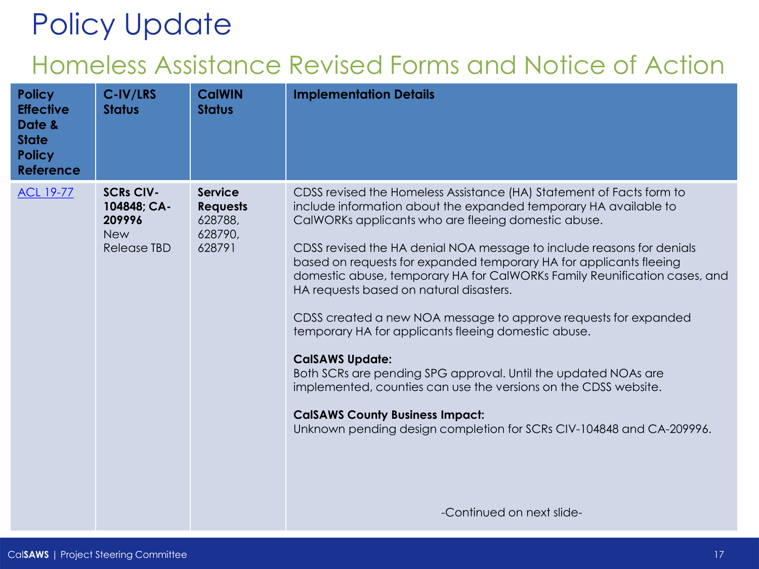# Policy Update

## Homeless Assistance Revised Forms and Notice of Action

| Policy Effective Date & State Policy Reference | C-IV/LRS Status | CalWIN Status | Implementation Details |
|---|---|---|---|
| [ACL 19-77]() | **SCRs CIV-104848; CA-209996** New Release TBD | **Service Requests** 628788, 628790, 628791 | CDSS revised the Homeless Assistance (HA) Statement of Facts form to include information about the expanded temporary HA available to CalWORKs applicants who are fleeing domestic abuse.<br><br>CDSS revised the HA denial NOA message to include reasons for denials based on requests for expanded temporary HA for applicants fleeing domestic abuse, temporary HA for CalWORKs Family Reunification cases, and HA requests based on natural disasters.<br><br>CDSS created a new NOA message to approve requests for expanded temporary HA for applicants fleeing domestic abuse.<br><br>**CalSAWS Update:**<br>Both SCRs are pending SPG approval. Until the updated NOAs are implemented, counties can use the versions on the CDSS website.<br><br>**CalSAWS County Business Impact:**<br>Unknown pending design completion for SCRs CIV-104848 and CA-209996.<br><br>-Continued on next slide- |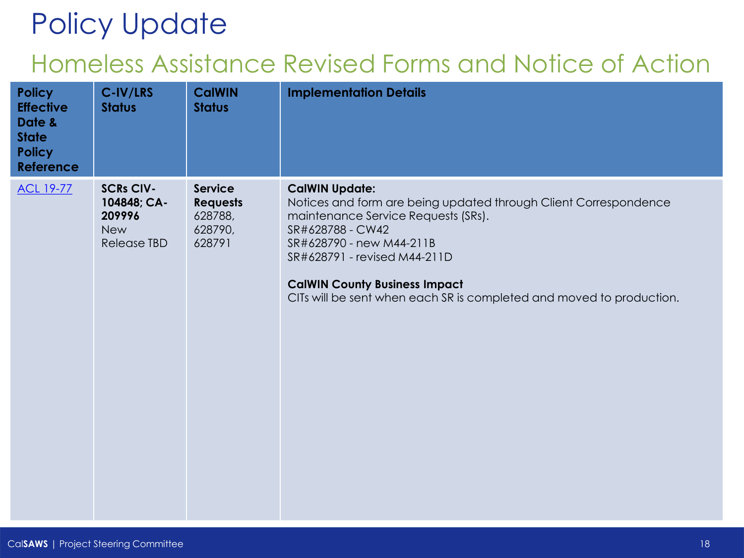# Policy Update

## Homeless Assistance Revised Forms and Notice of Action

| Policy Effective Date & State Policy Reference | C-IV/LRS Status | CalWIN Status | Implementation Details |
| --- | --- | --- | --- |
| ACL 19-77 | **SCRs CIV-104848; CA-209996** New Release TBD | **Service Requests** 628788, 628790, 628791 | **CalWIN Update:** Notices and form are being updated through Client Correspondence maintenance Service Requests (SRs).<br>SR#628788 - CW42<br>SR#628790 - new M44-211B<br>SR#628791 - revised M44-211D<br><br>**CalWIN County Business Impact**<br>CITs will be sent when each SR is completed and moved to production. |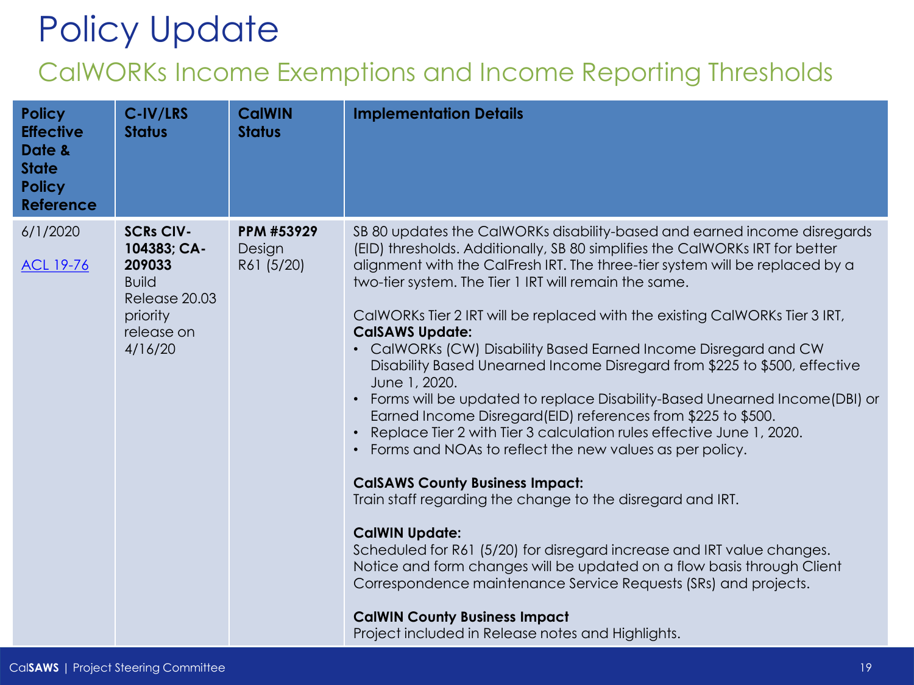# Policy Update

## CalWORKs Income Exemptions and Income Reporting Thresholds

| Policy Effective Date & State Policy Reference | C-IV/LRS Status | CalWIN Status | Implementation Details |
|---|---|---|---|
| 6/1/2020<br><br>ACL 19-76 | **SCRs CIV-104383; CA-209033**<br>Build Release 20.03 priority release on 4/16/20 | **PPM #53929**<br>Design<br>R61 (5/20) | SB 80 updates the CalWORKs disability-based and earned income disregards (EID) thresholds. Additionally, SB 80 simplifies the CalWORKs IRT for better alignment with the CalFresh IRT. The three-tier system will be replaced by a two-tier system. The Tier 1 IRT will remain the same.<br><br>CalWORKs Tier 2 IRT will be replaced with the existing CalWORKs Tier 3 IRT,<br>**CalSAWS Update:**<br>• CalWORKs (CW) Disability Based Earned Income Disregard and CW Disability Based Unearned Income Disregard from $225 to $500, effective June 1, 2020.<br>• Forms will be updated to replace Disability-Based Unearned Income(DBI) or Earned Income Disregard(EID) references from $225 to $500.<br>• Replace Tier 2 with Tier 3 calculation rules effective June 1, 2020.<br>• Forms and NOAs to reflect the new values as per policy.<br><br>**CalSAWS County Business Impact:**<br>Train staff regarding the change to the disregard and IRT.<br><br>**CalWIN Update:**<br>Scheduled for R61 (5/20) for disregard increase and IRT value changes. Notice and form changes will be updated on a flow basis through Client Correspondence maintenance Service Requests (SRs) and projects.<br><br>**CalWIN County Business Impact**<br>Project included in Release notes and Highlights. |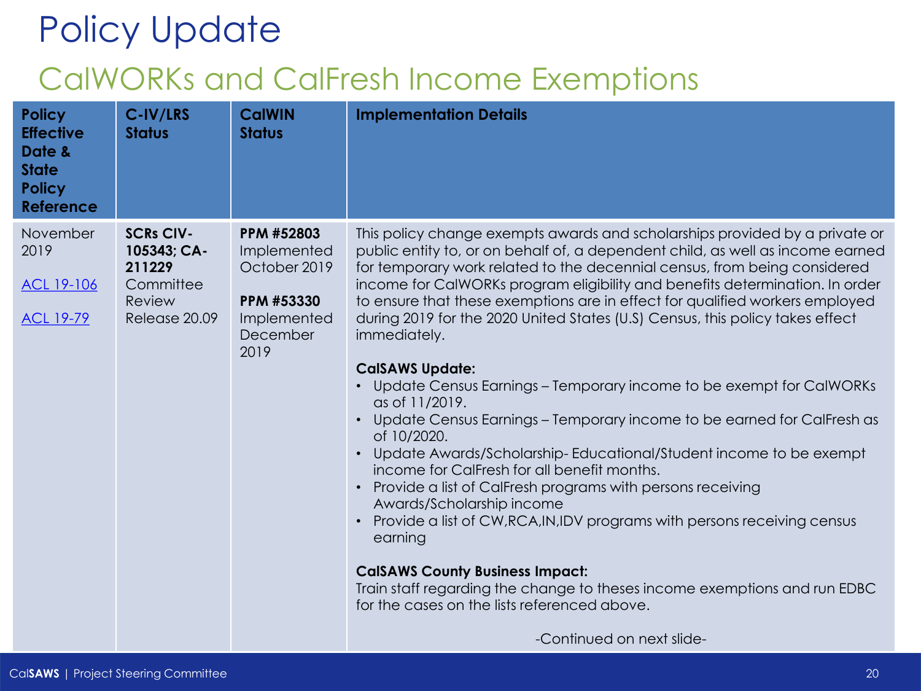# Policy Update

## CalWORKs and CalFresh Income Exemptions

| Policy Effective Date & State Policy Reference | C-IV/LRS Status | CalWIN Status | Implementation Details |
|---|---|---|---|
| November 2019<br><br>ACL 19-106<br><br>ACL 19-79 | **SCRs CIV-105343; CA-211229** Committee Review Release 20.09 | **PPM #52803** Implemented October 2019<br><br>**PPM #53330** Implemented December 2019 | This policy change exempts awards and scholarships provided by a private or public entity to, or on behalf of, a dependent child, as well as income earned for temporary work related to the decennial census, from being considered income for CalWORKs program eligibility and benefits determination. In order to ensure that these exemptions are in effect for qualified workers employed during 2019 for the 2020 United States (U.S) Census, this policy takes effect immediately.<br><br>**CalSAWS Update:**<br>• Update Census Earnings – Temporary income to be exempt for CalWORKs as of 11/2019.<br>• Update Census Earnings – Temporary income to be earned for CalFresh as of 10/2020.<br>• Update Awards/Scholarship- Educational/Student income to be exempt income for CalFresh for all benefit months.<br>• Provide a list of CalFresh programs with persons receiving Awards/Scholarship income<br>• Provide a list of CW,RCA,IN,IDV programs with persons receiving census earning<br><br>**CalSAWS County Business Impact:**<br>Train staff regarding the change to theses income exemptions and run EDBC for the cases on the lists referenced above.<br><br>-Continued on next slide- |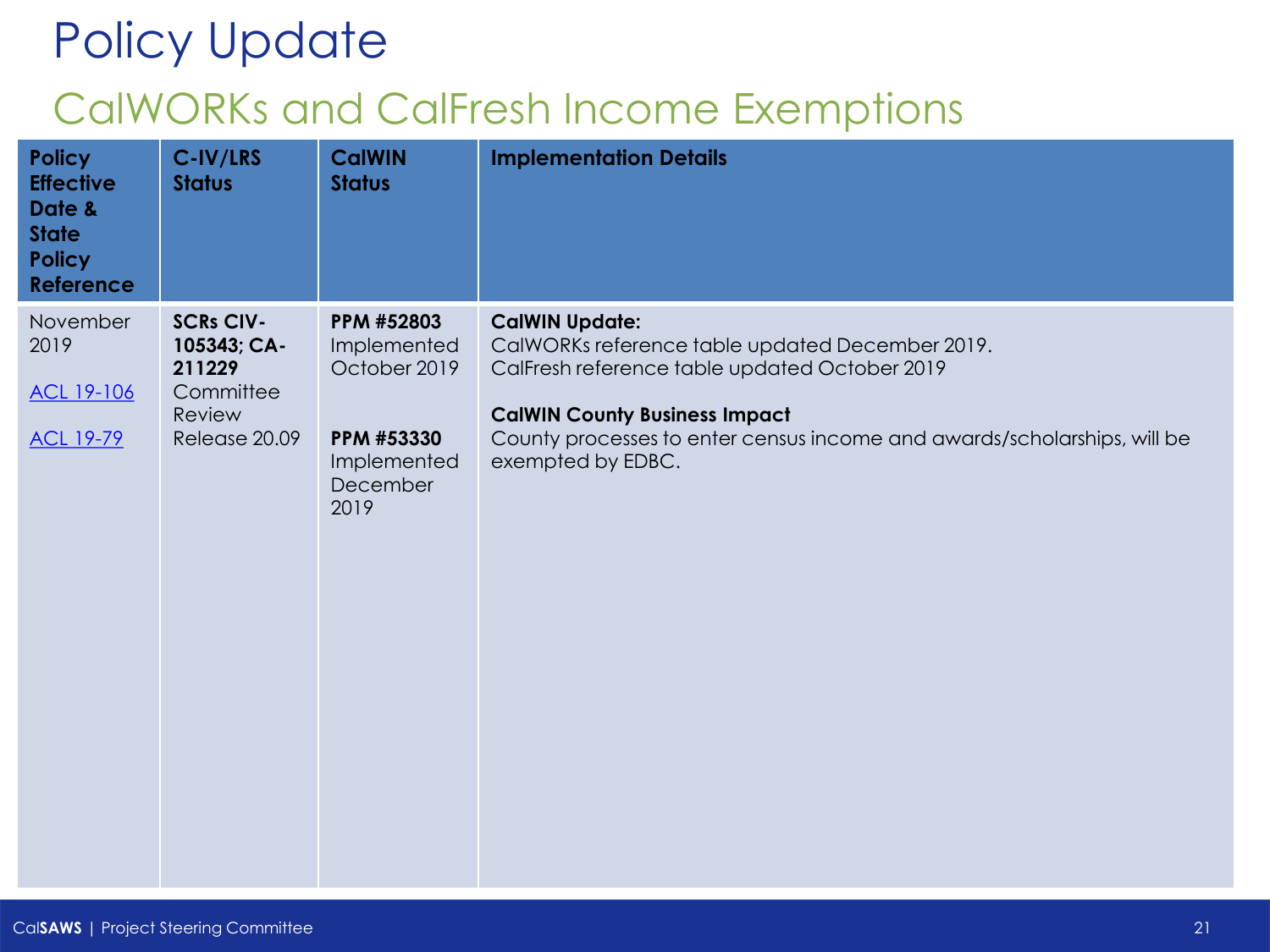# Policy Update

## CalWORKs and CalFresh Income Exemptions

| Policy Effective Date & State Policy Reference | C-IV/LRS Status | CalWIN Status | Implementation Details |
|---|---|---|---|
| November 2019<br><br>ACL 19-106<br><br>ACL 19-79 | **SCRs CIV-105343; CA-211229**<br>Committee Review<br>Release 20.09 | **PPM #52803**<br>Implemented October 2019<br><br>**PPM #53330**<br>Implemented December 2019 | **CalWIN Update:**<br>CalWORKs reference table updated December 2019.<br>CalFresh reference table updated October 2019<br><br>**CalWIN County Business Impact**<br>County processes to enter census income and awards/scholarships, will be exempted by EDBC. |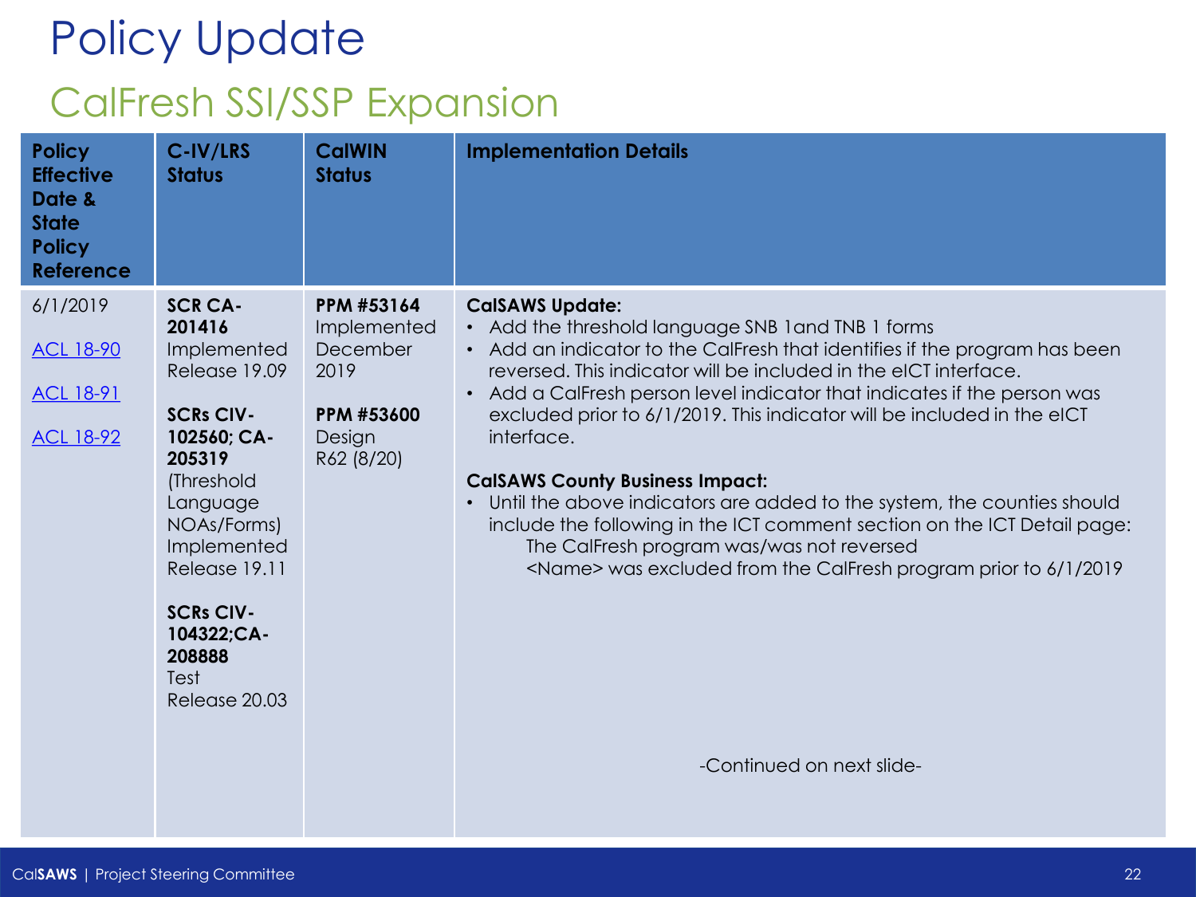# Policy Update

## CalFresh SSI/SSP Expansion

| Policy Effective Date & State Policy Reference | C-IV/LRS Status | CalWIN Status | Implementation Details |
|---|---|---|---|
| 6/1/2019<br><br>ACL 18-90<br><br>ACL 18-91<br><br>ACL 18-92 | **SCR CA-201416** Implemented Release 19.09<br><br>**SCRs CIV-102560; CA-205319** (Threshold Language NOAs/Forms) Implemented Release 19.11<br><br>**SCRs CIV-104322;CA-208888** Test Release 20.03 | **PPM #53164** Implemented December 2019<br><br>**PPM #53600** Design R62 (8/20) | **CalSAWS Update:**<br>• Add the threshold language SNB 1and TNB 1 forms<br>• Add an indicator to the CalFresh that identifies if the program has been reversed. This indicator will be included in the eICT interface.<br>• Add a CalFresh person level indicator that indicates if the person was excluded prior to 6/1/2019. This indicator will be included in the eICT interface.<br><br>**CalSAWS County Business Impact:**<br>• Until the above indicators are added to the system, the counties should include the following in the ICT comment section on the ICT Detail page:<br>The CalFresh program was/was not reversed<br><Name> was excluded from the CalFresh program prior to 6/1/2019<br><br>-Continued on next slide- |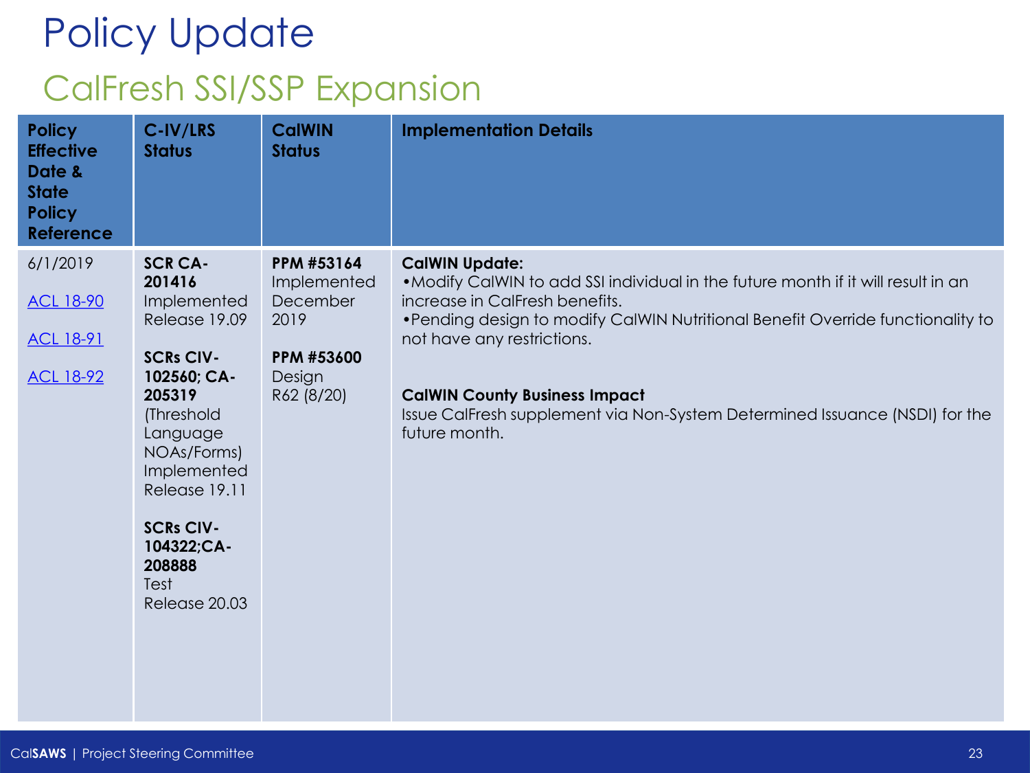# Policy Update

## CalFresh SSI/SSP Expansion

| Policy Effective Date & State Policy Reference | C-IV/LRS Status | CalWIN Status | Implementation Details |
|---|---|---|---|
| 6/1/2019<br><br>ACL 18-90<br><br>ACL 18-91<br><br>ACL 18-92 | **SCR CA-201416** Implemented Release 19.09<br><br>**SCRs CIV-102560; CA-205319** (Threshold Language NOAs/Forms) Implemented Release 19.11<br><br>**SCRs CIV-104322;CA-208888** Test Release 20.03 | **PPM #53164** Implemented December 2019<br><br>**PPM #53600** Design R62 (8/20) | **CalWIN Update:**<br>•Modify CalWIN to add SSI individual in the future month if it will result in an increase in CalFresh benefits.<br>•Pending design to modify CalWIN Nutritional Benefit Override functionality to not have any restrictions.<br><br>**CalWIN County Business Impact**<br>Issue CalFresh supplement via Non-System Determined Issuance (NSDI) for the future month. |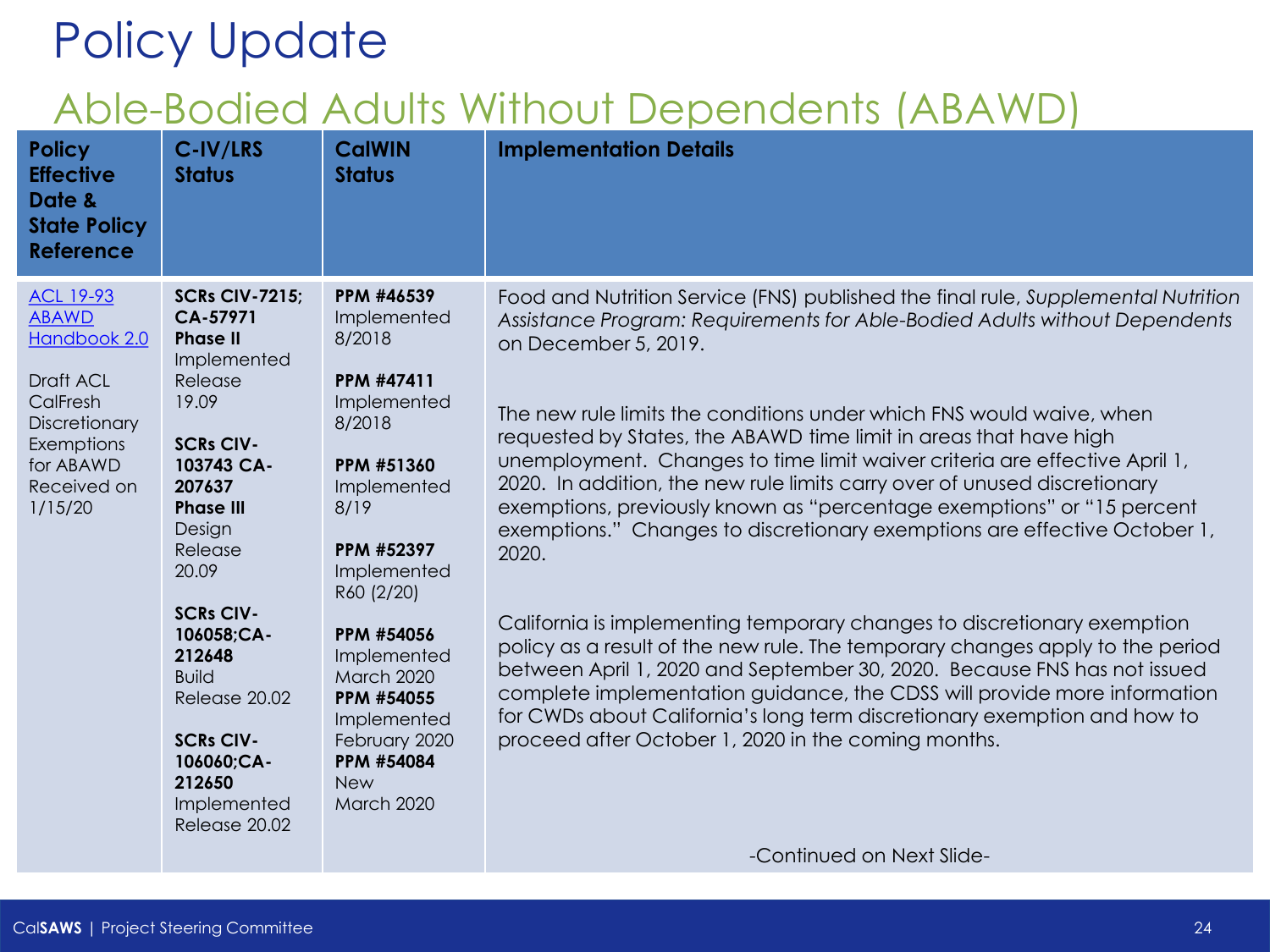# Policy Update

## Able-Bodied Adults Without Dependents (ABAWD)

| Policy Effective Date & State Policy Reference | C-IV/LRS Status | CalWIN Status | Implementation Details |
|---|---|---|---|
| ACL 19-93<br>ABAWD Handbook 2.0<br><br>Draft ACL CalFresh Discretionary Exemptions for ABAWD Received on 1/15/20 | **SCRs CIV-7215; CA-57971**<br>**Phase II**<br>Implemented Release 19.09<br><br>**SCRs CIV-103743 CA-207637**<br>**Phase III**<br>Design Release 20.09<br><br>**SCRs CIV-106058;CA-212648**<br>Build Release 20.02<br><br>**SCRs CIV-106060;CA-212650**<br>Implemented Release 20.02 | **PPM #46539**<br>Implemented 8/2018<br><br>**PPM #47411**<br>Implemented 8/2018<br><br>**PPM #51360**<br>Implemented 8/19<br><br>**PPM #52397**<br>Implemented R60 (2/20)<br><br>**PPM #54056**<br>Implemented March 2020<br>**PPM #54055**<br>Implemented February 2020<br>**PPM #54084**<br>New March 2020 | Food and Nutrition Service (FNS) published the final rule, *Supplemental Nutrition Assistance Program: Requirements for Able-Bodied Adults without Dependents* on December 5, 2019.<br><br>The new rule limits the conditions under which FNS would waive, when requested by States, the ABAWD time limit in areas that have high unemployment. Changes to time limit waiver criteria are effective April 1, 2020. In addition, the new rule limits carry over of unused discretionary exemptions, previously known as "percentage exemptions" or "15 percent exemptions." Changes to discretionary exemptions are effective October 1, 2020.<br><br>California is implementing temporary changes to discretionary exemption policy as a result of the new rule. The temporary changes apply to the period between April 1, 2020 and September 30, 2020. Because FNS has not issued complete implementation guidance, the CDSS will provide more information for CWDs about California's long term discretionary exemption and how to proceed after October 1, 2020 in the coming months.<br><br>-Continued on Next Slide- |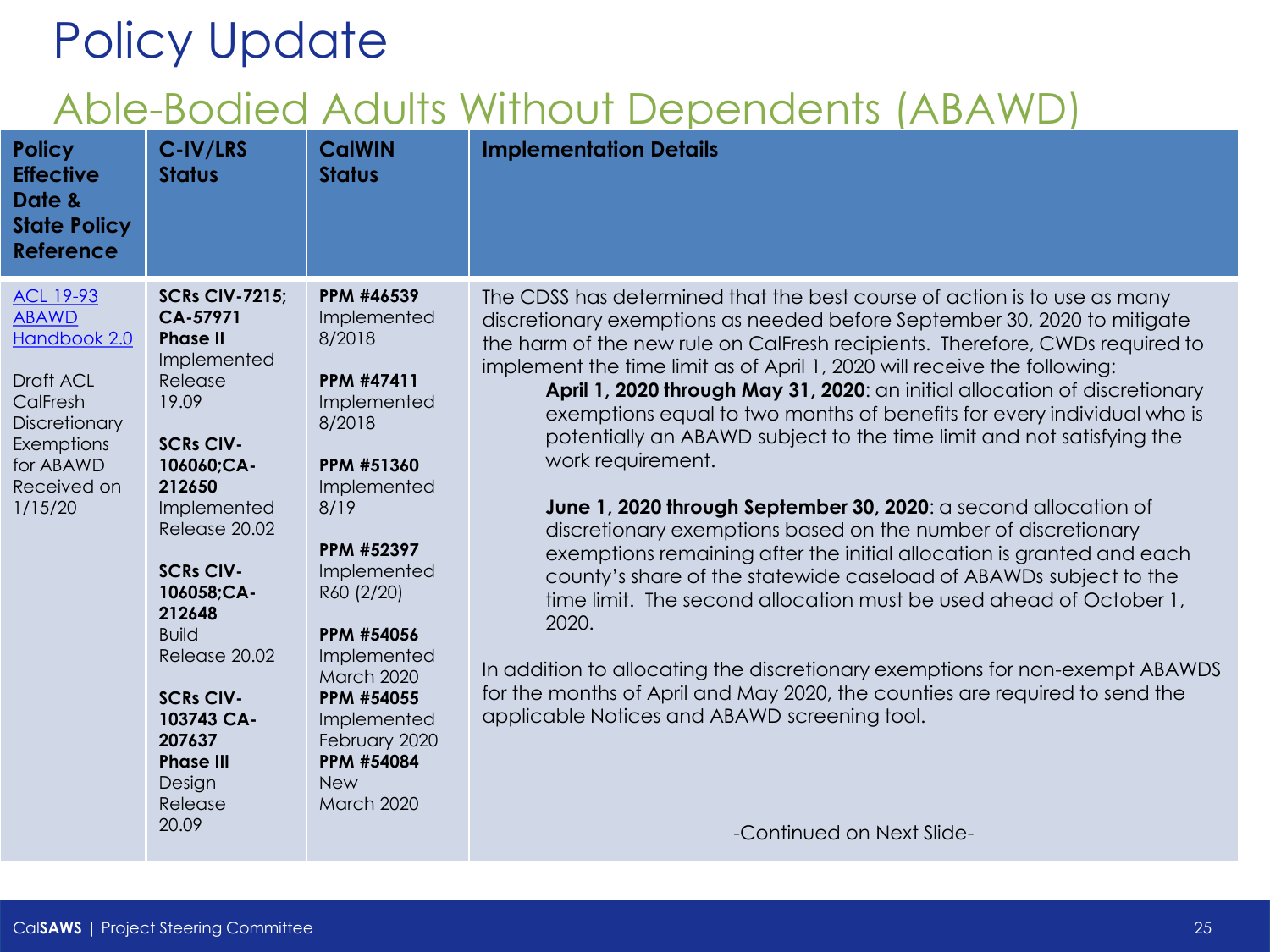# Policy Update

## Able-Bodied Adults Without Dependents (ABAWD)

| Policy Effective Date & State Policy Reference | C-IV/LRS Status | CalWIN Status | Implementation Details |
|---|---|---|---|
| ACL 19-93<br>ABAWD Handbook 2.0<br><br>Draft ACL CalFresh Discretionary Exemptions for ABAWD Received on 1/15/20 | **SCRs CIV-7215; CA-57971 Phase II** Implemented Release 19.09<br><br>**SCRs CIV-106060;CA-212650** Implemented Release 20.02<br><br>**SCRs CIV-106058;CA-212648** Build Release 20.02<br><br>**SCRs CIV-103743 CA-207637 Phase III** Design Release 20.09 | **PPM #46539** Implemented 8/2018<br><br>**PPM #47411** Implemented 8/2018<br><br>**PPM #51360** Implemented 8/19<br><br>**PPM #52397** Implemented R60 (2/20)<br><br>**PPM #54056** Implemented March 2020<br>**PPM #54055** Implemented February 2020<br>**PPM #54084** New March 2020 | The CDSS has determined that the best course of action is to use as many discretionary exemptions as needed before September 30, 2020 to mitigate the harm of the new rule on CalFresh recipients. Therefore, CWDs required to implement the time limit as of April 1, 2020 will receive the following:<br><br>**April 1, 2020 through May 31, 2020**: an initial allocation of discretionary exemptions equal to two months of benefits for every individual who is potentially an ABAWD subject to the time limit and not satisfying the work requirement.<br><br>**June 1, 2020 through September 30, 2020**: a second allocation of discretionary exemptions based on the number of discretionary exemptions remaining after the initial allocation is granted and each county's share of the statewide caseload of ABAWDs subject to the time limit. The second allocation must be used ahead of October 1, 2020.<br><br>In addition to allocating the discretionary exemptions for non-exempt ABAWDS for the months of April and May 2020, the counties are required to send the applicable Notices and ABAWD screening tool.<br><br>-Continued on Next Slide- |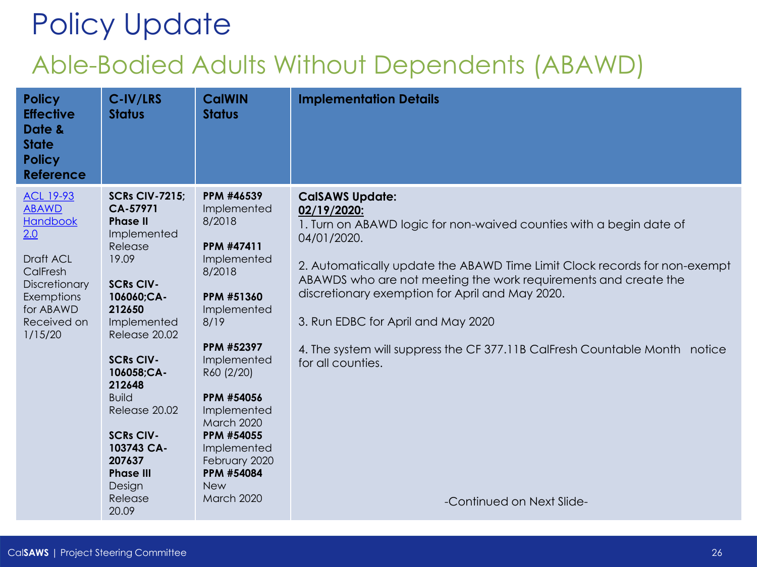# Policy Update

## Able-Bodied Adults Without Dependents (ABAWD)

| Policy Effective Date & State Policy Reference | C-IV/LRS Status | CalWIN Status | Implementation Details |
|---|---|---|---|
| ACL 19-93<br>ABAWD Handbook 2.0<br><br>Draft ACL CalFresh Discretionary Exemptions for ABAWD Received on 1/15/20 | **SCRs CIV-7215; CA-57971**<br>**Phase II**<br>Implemented Release 19.09<br><br>**SCRs CIV-106060;CA-212650**<br>Implemented Release 20.02<br><br>**SCRs CIV-106058;CA-212648**<br>Build Release 20.02<br><br>**SCRs CIV-103743 CA-207637**<br>**Phase III**<br>Design Release 20.09 | **PPM #46539**<br>Implemented 8/2018<br><br>**PPM #47411**<br>Implemented 8/2018<br><br>**PPM #51360**<br>Implemented 8/19<br><br>**PPM #52397**<br>Implemented R60 (2/20)<br><br>**PPM #54056**<br>Implemented March 2020<br>**PPM #54055**<br>Implemented February 2020<br>**PPM #54084**<br>New March 2020 | **CalSAWS Update:**<br>**02/19/2020:**<br>1. Turn on ABAWD logic for non-waived counties with a begin date of 04/01/2020.<br><br>2. Automatically update the ABAWD Time Limit Clock records for non-exempt ABAWDS who are not meeting the work requirements and create the discretionary exemption for April and May 2020.<br><br>3. Run EDBC for April and May 2020<br><br>4. The system will suppress the CF 377.11B CalFresh Countable Month notice for all counties.<br><br>-Continued on Next Slide- |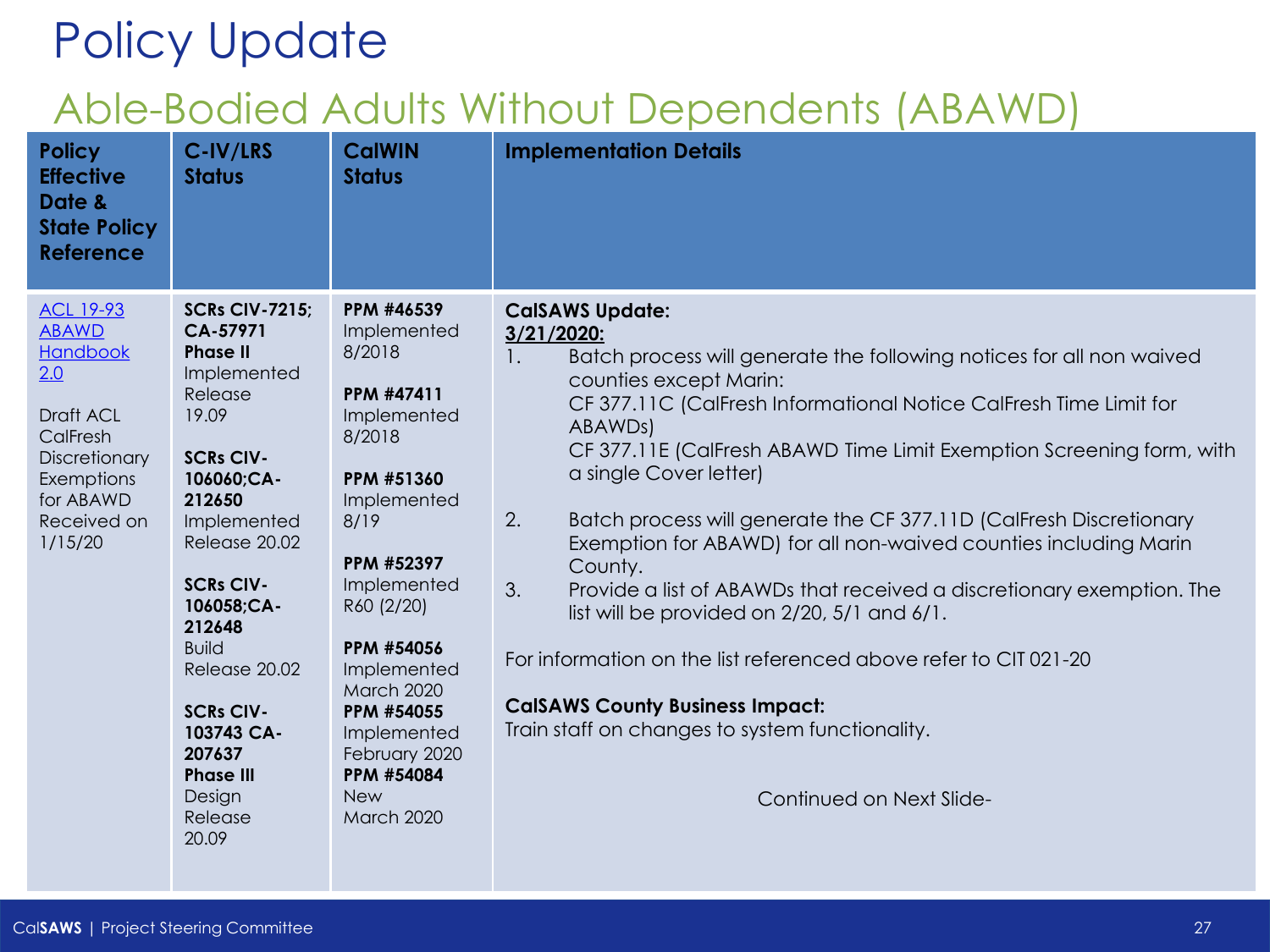# Policy Update

## Able-Bodied Adults Without Dependents (ABAWD)

| Policy Effective Date & State Policy Reference | C-IV/LRS Status | CalWIN Status | Implementation Details |
| --- | --- | --- | --- |
| ACL 19-93<br>ABAWD Handbook 2.0<br><br>Draft ACL CalFresh Discretionary Exemptions for ABAWD Received on 1/15/20 | **SCRs CIV-7215; CA-57971 Phase II** Implemented Release 19.09<br><br>**SCRs CIV-106060;CA-212650** Implemented Release 20.02<br><br>**SCRs CIV-106058;CA-212648** Build Release 20.02<br><br>**SCRs CIV-103743 CA-207637 Phase III** Design Release 20.09 | **PPM #46539** Implemented 8/2018<br><br>**PPM #47411** Implemented 8/2018<br><br>**PPM #51360** Implemented 8/19<br><br>**PPM #52397** Implemented R60 (2/20)<br><br>**PPM #54056** Implemented March 2020<br>**PPM #54055** Implemented February 2020<br>**PPM #54084** New March 2020 | **CalSAWS Update:**<br>**3/21/2020:**<br>1. Batch process will generate the following notices for all non waived counties except Marin: CF 377.11C (CalFresh Informational Notice CalFresh Time Limit for ABAWDs) CF 377.11E (CalFresh ABAWD Time Limit Exemption Screening form, with a single Cover letter)<br>2. Batch process will generate the CF 377.11D (CalFresh Discretionary Exemption for ABAWD) for all non-waived counties including Marin County.<br>3. Provide a list of ABAWDs that received a discretionary exemption. The list will be provided on 2/20, 5/1 and 6/1.<br><br>For information on the list referenced above refer to CIT 021-20<br><br>**CalSAWS County Business Impact:**<br>Train staff on changes to system functionality.<br><br>Continued on Next Slide- |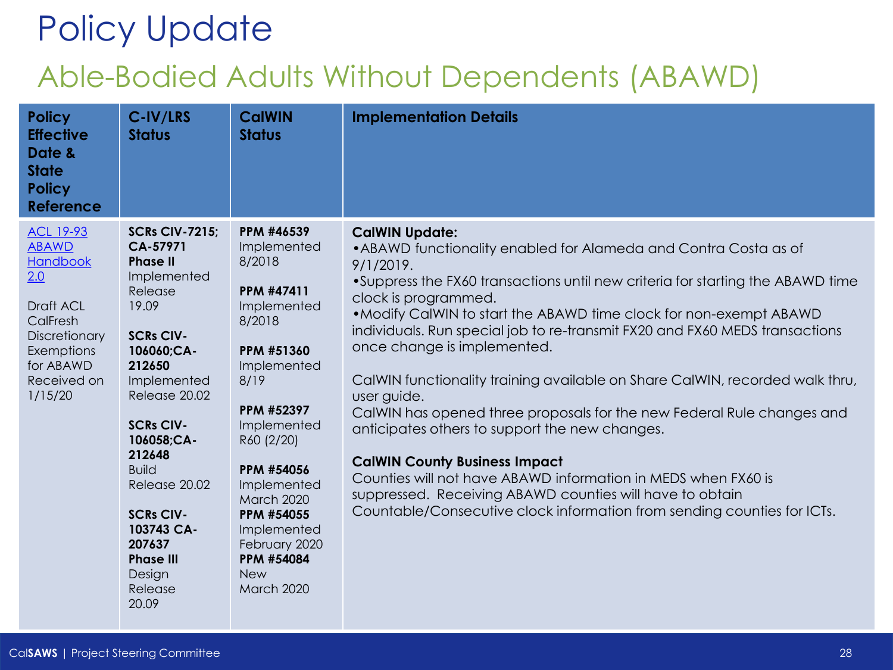# Policy Update

## Able-Bodied Adults Without Dependents (ABAWD)

| Policy Effective Date & State Policy Reference | C-IV/LRS Status | CalWIN Status | Implementation Details |
|---|---|---|---|
| ACL 19-93<br>ABAWD Handbook 2.0<br><br>Draft ACL CalFresh Discretionary Exemptions for ABAWD Received on 1/15/20 | **SCRs CIV-7215; CA-57971**<br>**Phase II**<br>Implemented Release 19.09<br><br>**SCRs CIV-106060;CA-212650**<br>Implemented Release 20.02<br><br>**SCRs CIV-106058;CA-212648**<br>Build Release 20.02<br><br>**SCRs CIV-103743 CA-207637**<br>**Phase III**<br>Design Release 20.09 | **PPM #46539**<br>Implemented 8/2018<br><br>**PPM #47411**<br>Implemented 8/2018<br><br>**PPM #51360**<br>Implemented 8/19<br><br>**PPM #52397**<br>Implemented R60 (2/20)<br><br>**PPM #54056**<br>Implemented March 2020<br>**PPM #54055**<br>Implemented February 2020<br>**PPM #54084**<br>New March 2020 | **CalWIN Update:**<br>•ABAWD functionality enabled for Alameda and Contra Costa as of 9/1/2019.<br>•Suppress the FX60 transactions until new criteria for starting the ABAWD time clock is programmed.<br>•Modify CalWIN to start the ABAWD time clock for non-exempt ABAWD individuals. Run special job to re-transmit FX20 and FX60 MEDS transactions once change is implemented.<br><br>CalWIN functionality training available on Share CalWIN, recorded walk thru, user guide.<br>CalWIN has opened three proposals for the new Federal Rule changes and anticipates others to support the new changes.<br><br>**CalWIN County Business Impact**<br>Counties will not have ABAWD information in MEDS when FX60 is suppressed. Receiving ABAWD counties will have to obtain Countable/Consecutive clock information from sending counties for ICTs. |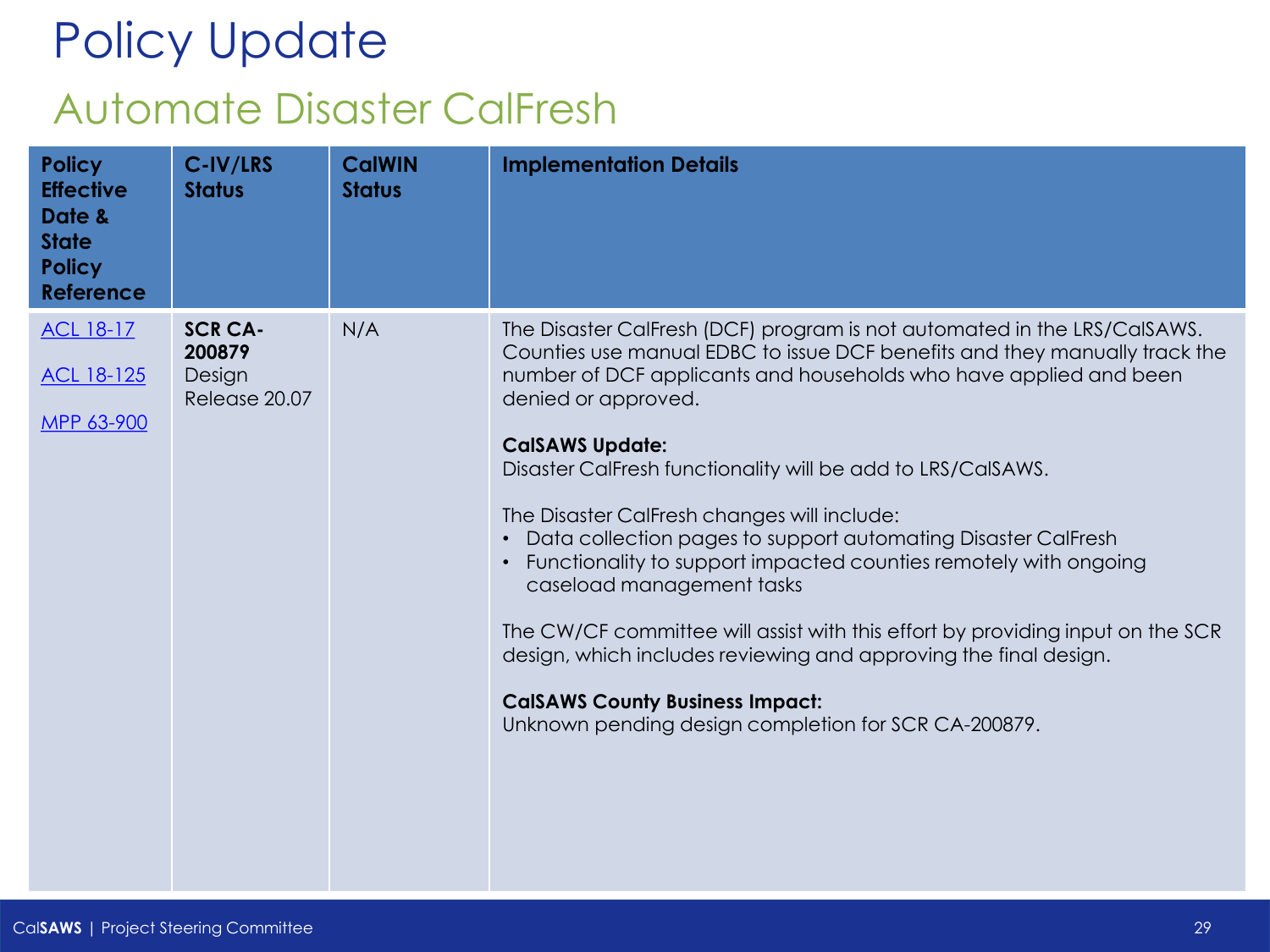# Policy Update

## Automate Disaster CalFresh

| Policy Effective Date & State Policy Reference | C-IV/LRS Status | CalWIN Status | Implementation Details |
|---|---|---|---|
| [ACL 18-17]()<br><br>[ACL 18-125]()<br><br>[MPP 63-900]() | **SCR CA-200879**<br>Design<br>Release 20.07 | N/A | The Disaster CalFresh (DCF) program is not automated in the LRS/CalSAWS. Counties use manual EDBC to issue DCF benefits and they manually track the number of DCF applicants and households who have applied and been denied or approved.<br><br>**CalSAWS Update:**<br>Disaster CalFresh functionality will be add to LRS/CalSAWS.<br><br>The Disaster CalFresh changes will include:<br>• Data collection pages to support automating Disaster CalFresh<br>• Functionality to support impacted counties remotely with ongoing caseload management tasks<br><br>The CW/CF committee will assist with this effort by providing input on the SCR design, which includes reviewing and approving the final design.<br><br>**CalSAWS County Business Impact:**<br>Unknown pending design completion for SCR CA-200879. |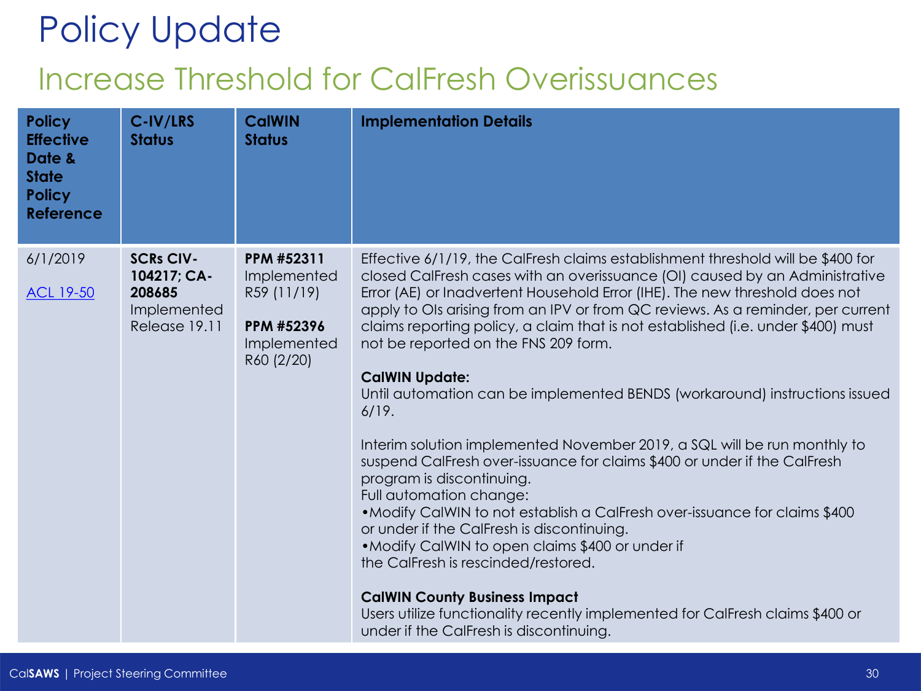# Policy Update

## Increase Threshold for CalFresh Overissuances

| Policy Effective Date & State Policy Reference | C-IV/LRS Status | CalWIN Status | Implementation Details |
|---|---|---|---|
| 6/1/2019<br><br>ACL 19-50 | **SCRs CIV-104217; CA-208685** Implemented Release 19.11 | **PPM #52311** Implemented R59 (11/19)<br><br>**PPM #52396** Implemented R60 (2/20) | Effective 6/1/19, the CalFresh claims establishment threshold will be $400 for closed CalFresh cases with an overissuance (OI) caused by an Administrative Error (AE) or Inadvertent Household Error (IHE). The new threshold does not apply to OIs arising from an IPV or from QC reviews. As a reminder, per current claims reporting policy, a claim that is not established (i.e. under $400) must not be reported on the FNS 209 form.<br><br>**CalWIN Update:**<br>Until automation can be implemented BENDS (workaround) instructions issued 6/19.<br><br>Interim solution implemented November 2019, a SQL will be run monthly to suspend CalFresh over-issuance for claims $400 or under if the CalFresh program is discontinuing.<br>Full automation change:<br>• Modify CalWIN to not establish a CalFresh over-issuance for claims $400 or under if the CalFresh is discontinuing.<br>• Modify CalWIN to open claims $400 or under if the CalFresh is rescinded/restored.<br><br>**CalWIN County Business Impact**<br>Users utilize functionality recently implemented for CalFresh claims $400 or under if the CalFresh is discontinuing. |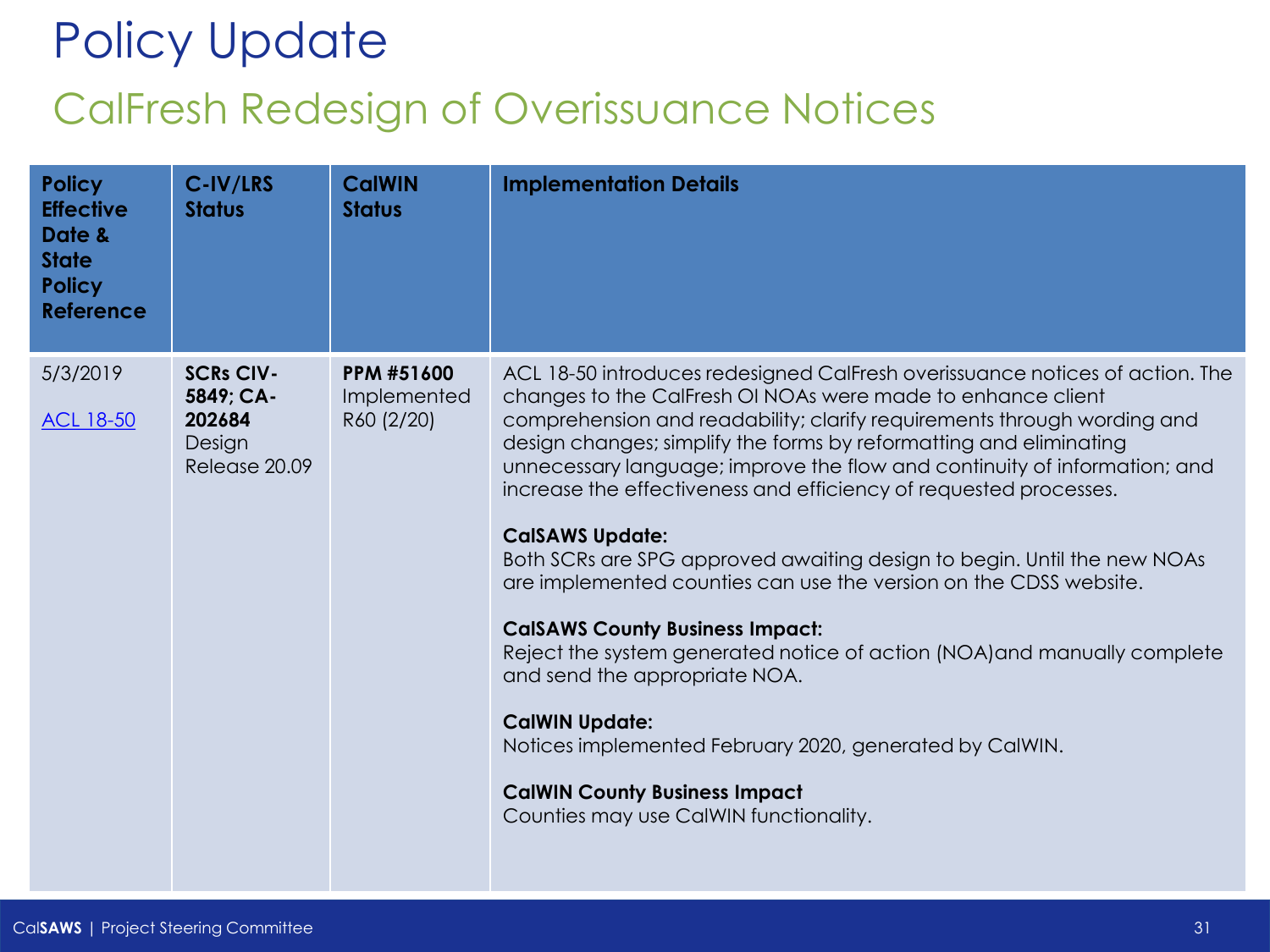# Policy Update

## CalFresh Redesign of Overissuance Notices

| Policy Effective Date & State Policy Reference | C-IV/LRS Status | CalWIN Status | Implementation Details |
|---|---|---|---|
| 5/3/2019<br><br>[ACL 18-50]() | **SCRs CIV-5849; CA-202684**<br>Design<br>Release 20.09 | **PPM #51600**<br>Implemented<br>R60 (2/20) | ACL 18-50 introduces redesigned CalFresh overissuance notices of action. The changes to the CalFresh OI NOAs were made to enhance client comprehension and readability; clarify requirements through wording and design changes; simplify the forms by reformatting and eliminating unnecessary language; improve the flow and continuity of information; and increase the effectiveness and efficiency of requested processes.<br><br>**CalSAWS Update:**<br>Both SCRs are SPG approved awaiting design to begin. Until the new NOAs are implemented counties can use the version on the CDSS website.<br><br>**CalSAWS County Business Impact:**<br>Reject the system generated notice of action (NOA)and manually complete and send the appropriate NOA.<br><br>**CalWIN Update:**<br>Notices implemented February 2020, generated by CalWIN.<br><br>**CalWIN County Business Impact**<br>Counties may use CalWIN functionality. |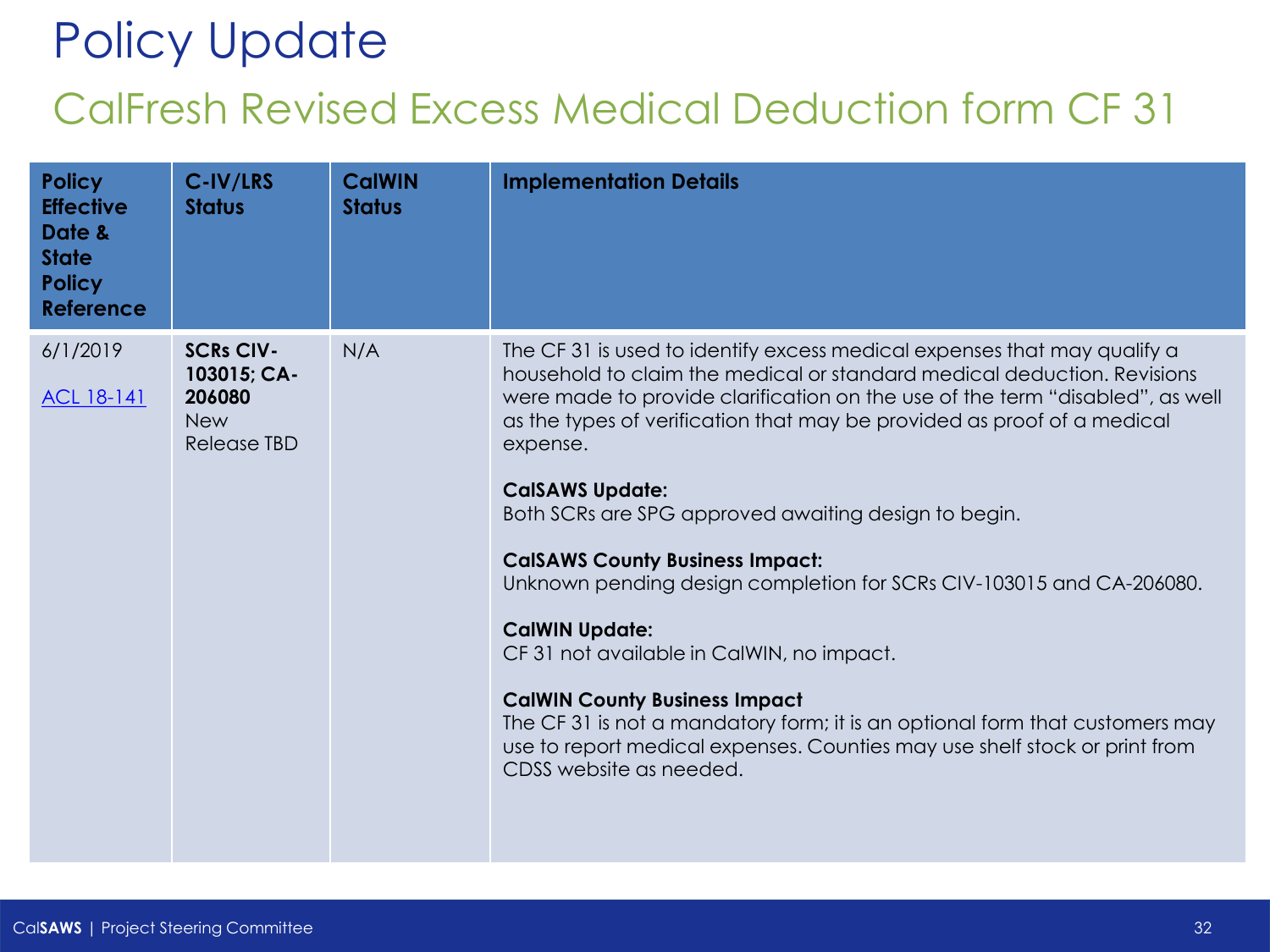# Policy Update

## CalFresh Revised Excess Medical Deduction form CF 31

| Policy Effective Date & State Policy Reference | C-IV/LRS Status | CalWIN Status | Implementation Details |
|---|---|---|---|
| 6/1/2019<br><br>ACL 18-141 | **SCRs CIV-103015; CA-206080**<br>New Release TBD | N/A | The CF 31 is used to identify excess medical expenses that may qualify a household to claim the medical or standard medical deduction. Revisions were made to provide clarification on the use of the term "disabled", as well as the types of verification that may be provided as proof of a medical expense.<br><br>**CalSAWS Update:**<br>Both SCRs are SPG approved awaiting design to begin.<br><br>**CalSAWS County Business Impact:**<br>Unknown pending design completion for SCRs CIV-103015 and CA-206080.<br><br>**CalWIN Update:**<br>CF 31 not available in CalWIN, no impact.<br><br>**CalWIN County Business Impact**<br>The CF 31 is not a mandatory form; it is an optional form that customers may use to report medical expenses. Counties may use shelf stock or print from CDSS website as needed. |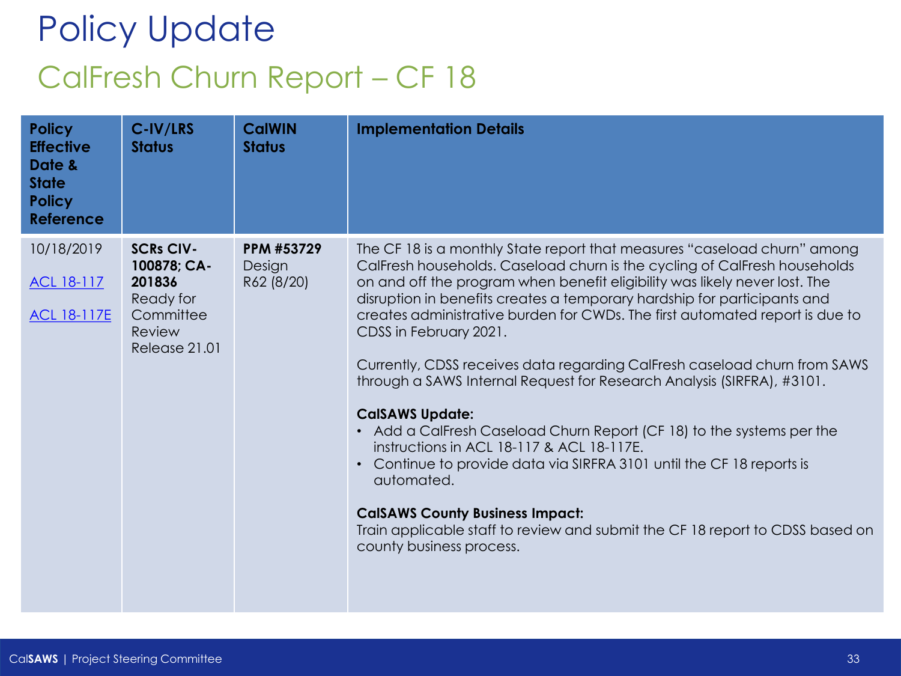# Policy Update

## CalFresh Churn Report – CF 18

| Policy Effective Date & State Policy Reference | C-IV/LRS Status | CalWIN Status | Implementation Details |
|---|---|---|---|
| 10/18/2019<br><br>ACL 18-117<br><br>ACL 18-117E | **SCRs CIV-100878; CA-201836**<br>Ready for Committee Review<br>Release 21.01 | **PPM #53729**<br>Design<br>R62 (8/20) | The CF 18 is a monthly State report that measures "caseload churn" among CalFresh households. Caseload churn is the cycling of CalFresh households on and off the program when benefit eligibility was likely never lost. The disruption in benefits creates a temporary hardship for participants and creates administrative burden for CWDs. The first automated report is due to CDSS in February 2021.<br><br>Currently, CDSS receives data regarding CalFresh caseload churn from SAWS through a SAWS Internal Request for Research Analysis (SIRFRA), #3101.<br><br>**CalSAWS Update:**<br>• Add a CalFresh Caseload Churn Report (CF 18) to the systems per the instructions in ACL 18-117 & ACL 18-117E.<br>• Continue to provide data via SIRFRA 3101 until the CF 18 reports is automated.<br><br>**CalSAWS County Business Impact:**<br>Train applicable staff to review and submit the CF 18 report to CDSS based on county business process. |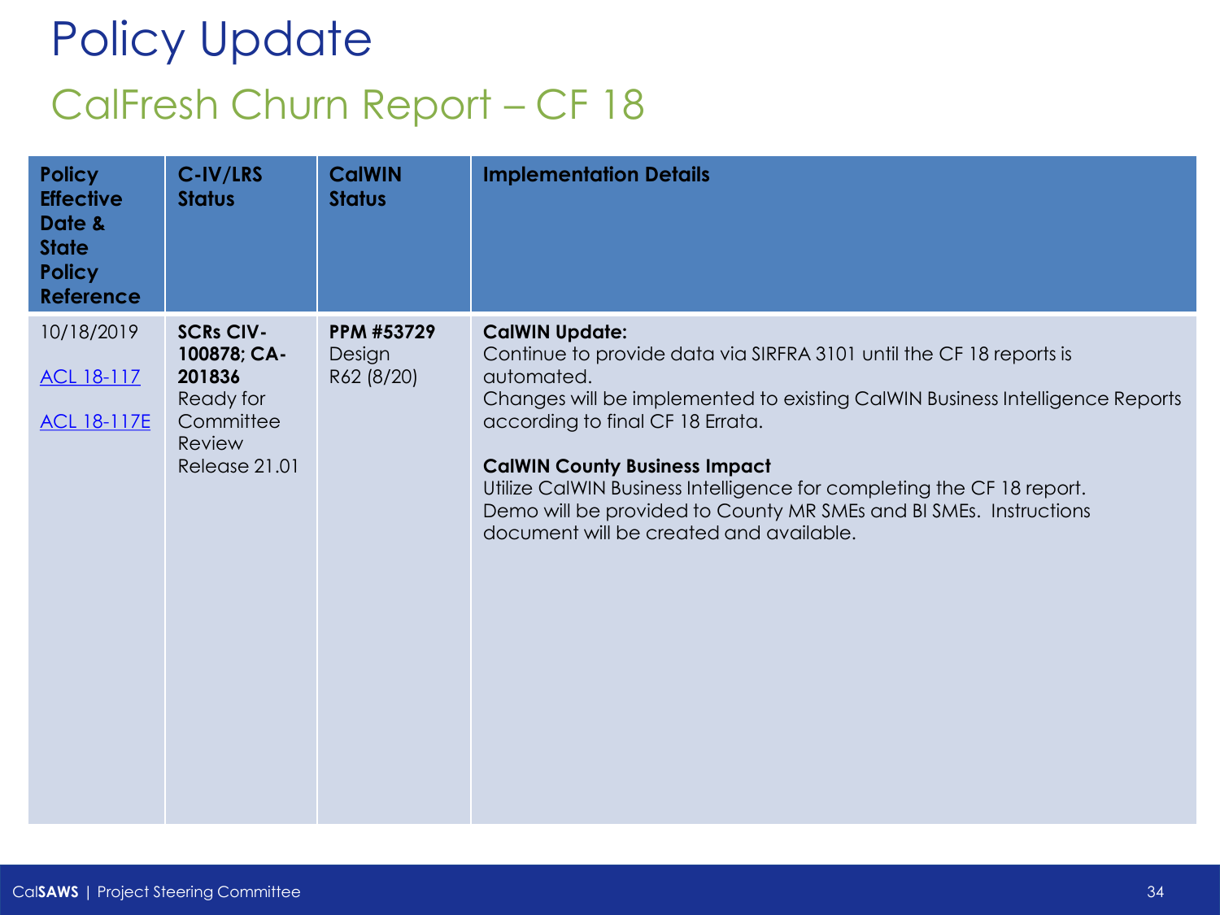# Policy Update

## CalFresh Churn Report – CF 18

| Policy Effective Date & State Policy Reference | C-IV/LRS Status | CalWIN Status | Implementation Details |
|---|---|---|---|
| 10/18/2019<br><br>ACL 18-117<br><br>ACL 18-117E | **SCRs CIV-100878; CA-201836**<br>Ready for Committee Review<br>Release 21.01 | **PPM #53729**<br>Design<br>R62 (8/20) | **CalWIN Update:**<br>Continue to provide data via SIRFRA 3101 until the CF 18 reports is automated.<br>Changes will be implemented to existing CalWIN Business Intelligence Reports according to final CF 18 Errata.<br><br>**CalWIN County Business Impact**<br>Utilize CalWIN Business Intelligence for completing the CF 18 report.<br>Demo will be provided to County MR SMEs and BI SMEs. Instructions document will be created and available. |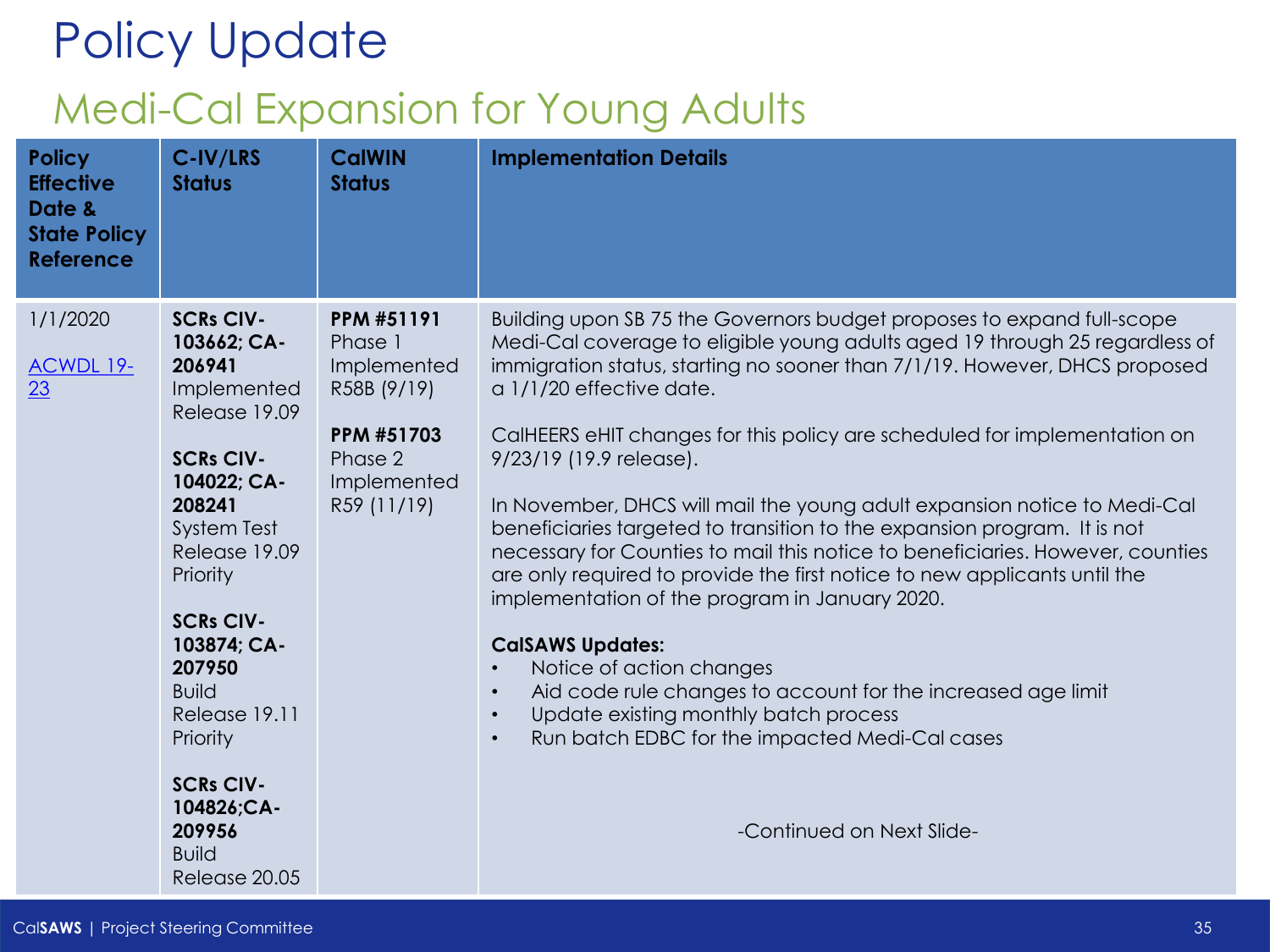# Policy Update

## Medi-Cal Expansion for Young Adults

| Policy Effective Date & State Policy Reference | C-IV/LRS Status | CalWIN Status | Implementation Details |
|---|---|---|---|
| 1/1/2020<br><br>ACWDL 19-23 | **SCRs CIV-103662; CA-206941** Implemented Release 19.09<br><br>**SCRs CIV-104022; CA-208241** System Test Release 19.09 Priority<br><br>**SCRs CIV-103874; CA-207950** Build Release 19.11 Priority<br><br>**SCRs CIV-104826;CA-209956** Build Release 20.05 | **PPM #51191** Phase 1 Implemented R58B (9/19)<br><br>**PPM #51703** Phase 2 Implemented R59 (11/19) | Building upon SB 75 the Governors budget proposes to expand full-scope Medi-Cal coverage to eligible young adults aged 19 through 25 regardless of immigration status, starting no sooner than 7/1/19. However, DHCS proposed a 1/1/20 effective date.<br><br>CalHEERS eHIT changes for this policy are scheduled for implementation on 9/23/19 (19.9 release).<br><br>In November, DHCS will mail the young adult expansion notice to Medi-Cal beneficiaries targeted to transition to the expansion program. It is not necessary for Counties to mail this notice to beneficiaries. However, counties are only required to provide the first notice to new applicants until the implementation of the program in January 2020.<br><br>**CalSAWS Updates:**<br>• Notice of action changes<br>• Aid code rule changes to account for the increased age limit<br>• Update existing monthly batch process<br>• Run batch EDBC for the impacted Medi-Cal cases<br><br>-Continued on Next Slide- |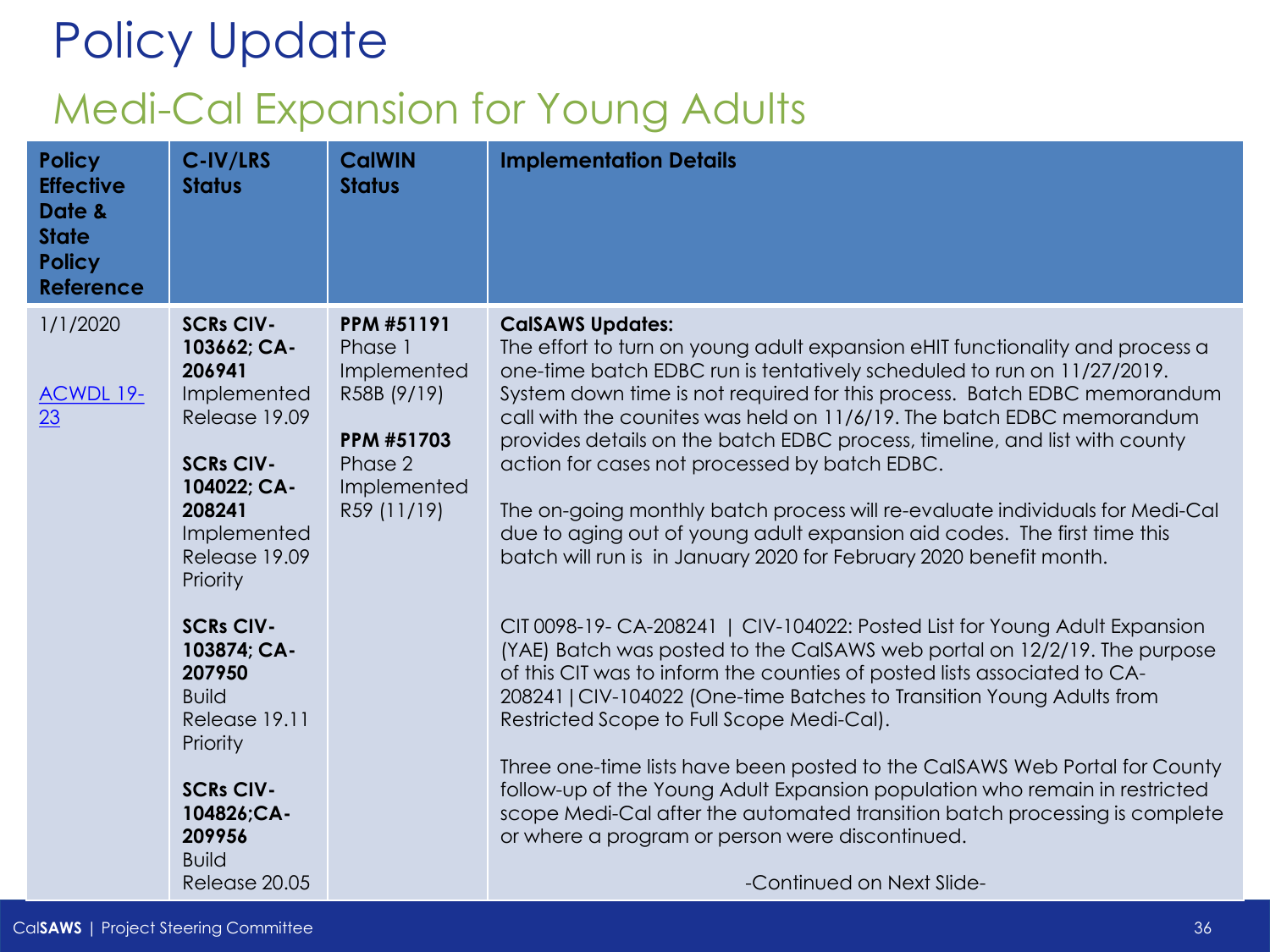# Policy Update

## Medi-Cal Expansion for Young Adults

| Policy Effective Date & State Policy Reference | C-IV/LRS Status | CalWIN Status | Implementation Details |
| --- | --- | --- | --- |
| 1/1/2020<br><br>ACWDL 19-23 | **SCRs CIV-103662; CA-206941** Implemented Release 19.09<br><br>**SCRs CIV-104022; CA-208241** Implemented Release 19.09 Priority<br><br>**SCRs CIV-103874; CA-207950** Build Release 19.11 Priority<br><br>**SCRs CIV-104826;CA-209956** Build Release 20.05 | **PPM #51191** Phase 1 Implemented R58B (9/19)<br><br>**PPM #51703** Phase 2 Implemented R59 (11/19) | **CalSAWS Updates:**<br>The effort to turn on young adult expansion eHIT functionality and process a one-time batch EDBC run is tentatively scheduled to run on 11/27/2019. System down time is not required for this process. Batch EDBC memorandum call with the counites was held on 11/6/19. The batch EDBC memorandum provides details on the batch EDBC process, timeline, and list with county action for cases not processed by batch EDBC.<br><br>The on-going monthly batch process will re-evaluate individuals for Medi-Cal due to aging out of young adult expansion aid codes. The first time this batch will run is in January 2020 for February 2020 benefit month.<br><br>CIT 0098-19- CA-208241 \| CIV-104022: Posted List for Young Adult Expansion (YAE) Batch was posted to the CalSAWS web portal on 12/2/19. The purpose of this CIT was to inform the counties of posted lists associated to CA-208241 \| CIV-104022 (One-time Batches to Transition Young Adults from Restricted Scope to Full Scope Medi-Cal).<br><br>Three one-time lists have been posted to the CalSAWS Web Portal for County follow-up of the Young Adult Expansion population who remain in restricted scope Medi-Cal after the automated transition batch processing is complete or where a program or person were discontinued.<br><br>-Continued on Next Slide- |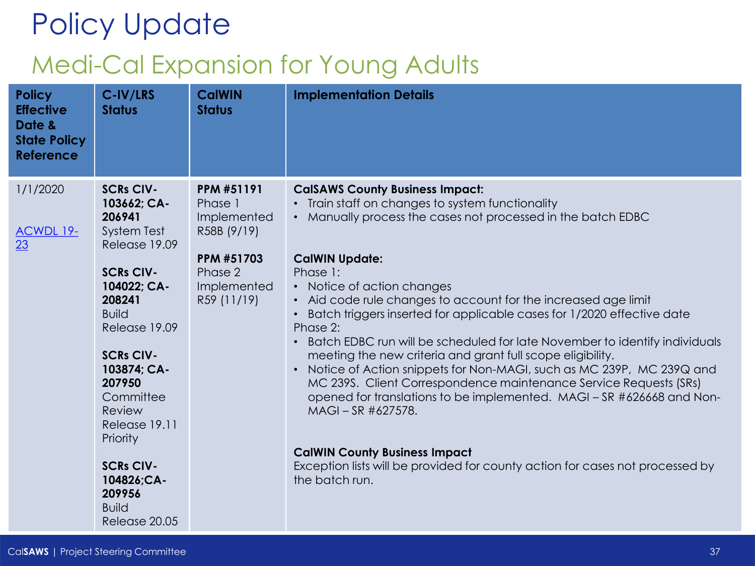# Policy Update

## Medi-Cal Expansion for Young Adults

| Policy Effective Date & State Policy Reference | C-IV/LRS Status | CalWIN Status | Implementation Details |
|---|---|---|---|
| 1/1/2020<br><br>[ACWDL 19-23]() | **SCRs CIV-103662; CA-206941** System Test Release 19.09<br><br>**SCRs CIV-104022; CA-208241** Build Release 19.09<br><br>**SCRs CIV-103874; CA-207950** Committee Review Release 19.11 Priority<br><br>**SCRs CIV-104826;CA-209956** Build Release 20.05 | **PPM #51191** Phase 1 Implemented R58B (9/19)<br><br>**PPM #51703** Phase 2 Implemented R59 (11/19) | **CalSAWS County Business Impact:**<br>• Train staff on changes to system functionality<br>• Manually process the cases not processed in the batch EDBC<br><br>**CalWIN Update:**<br>Phase 1:<br>• Notice of action changes<br>• Aid code rule changes to account for the increased age limit<br>• Batch triggers inserted for applicable cases for 1/2020 effective date<br>Phase 2:<br>• Batch EDBC run will be scheduled for late November to identify individuals meeting the new criteria and grant full scope eligibility.<br>• Notice of Action snippets for Non-MAGI, such as MC 239P, MC 239Q and MC 239S. Client Correspondence maintenance Service Requests (SRs) opened for translations to be implemented. MAGI – SR #626668 and Non-MAGI – SR #627578.<br><br>**CalWIN County Business Impact**<br>Exception lists will be provided for county action for cases not processed by the batch run. |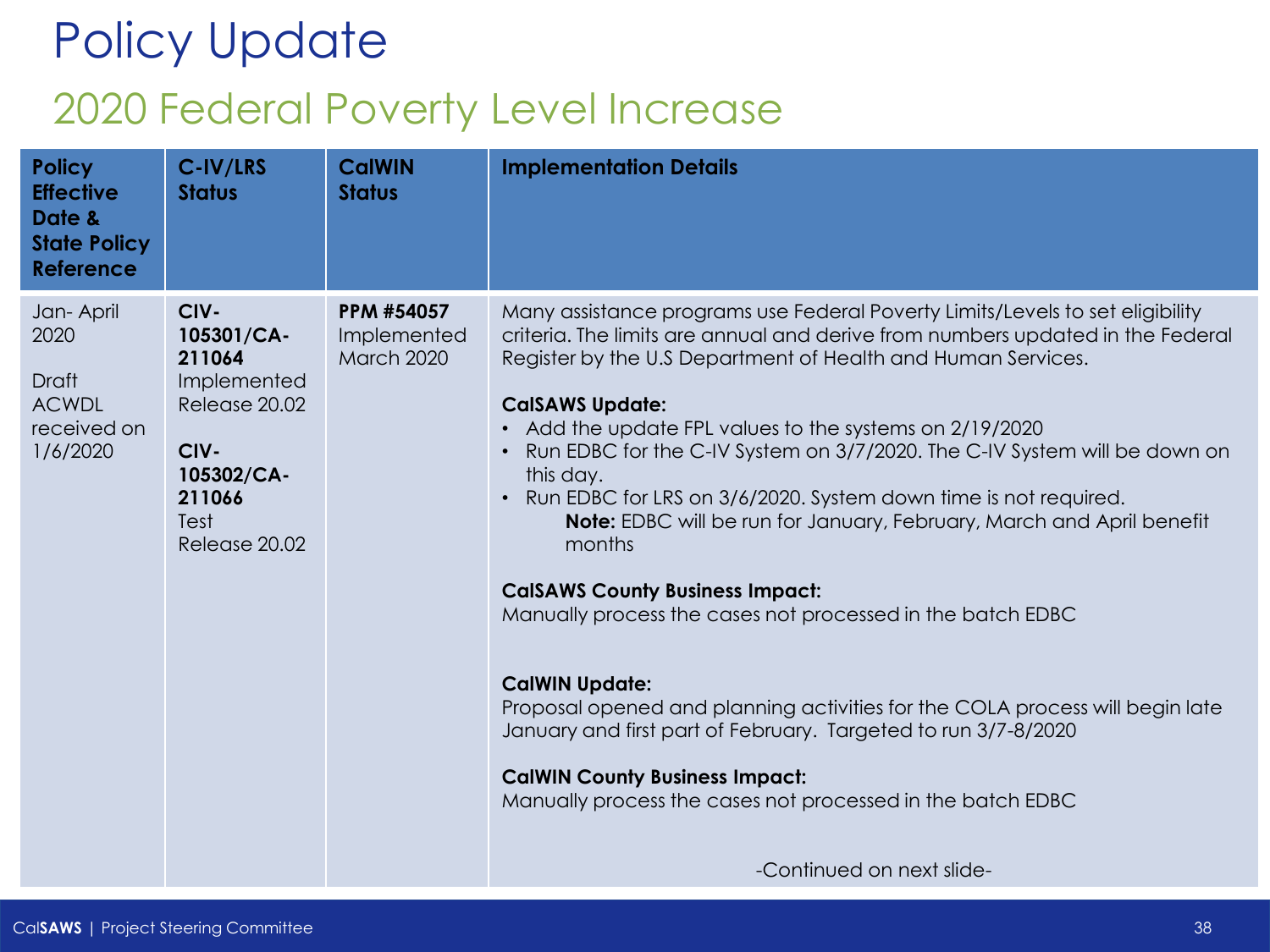# Policy Update

## 2020 Federal Poverty Level Increase

| Policy Effective Date & State Policy Reference | C-IV/LRS Status | CalWIN Status | Implementation Details |
|---|---|---|---|
| Jan- April 2020<br><br>Draft ACWDL received on 1/6/2020 | **CIV-105301/CA-211064** Implemented Release 20.02<br><br>**CIV-105302/CA-211066** Test Release 20.02 | **PPM #54057** Implemented March 2020 | Many assistance programs use Federal Poverty Limits/Levels to set eligibility criteria. The limits are annual and derive from numbers updated in the Federal Register by the U.S Department of Health and Human Services.<br><br>**CalSAWS Update:**<br>• Add the update FPL values to the systems on 2/19/2020<br>• Run EDBC for the C-IV System on 3/7/2020. The C-IV System will be down on this day.<br>• Run EDBC for LRS on 3/6/2020. System down time is not required.<br>**Note:** EDBC will be run for January, February, March and April benefit months<br><br>**CalSAWS County Business Impact:**<br>Manually process the cases not processed in the batch EDBC<br><br>**CalWIN Update:**<br>Proposal opened and planning activities for the COLA process will begin late January and first part of February. Targeted to run 3/7-8/2020<br><br>**CalWIN County Business Impact:**<br>Manually process the cases not processed in the batch EDBC<br><br>-Continued on next slide- |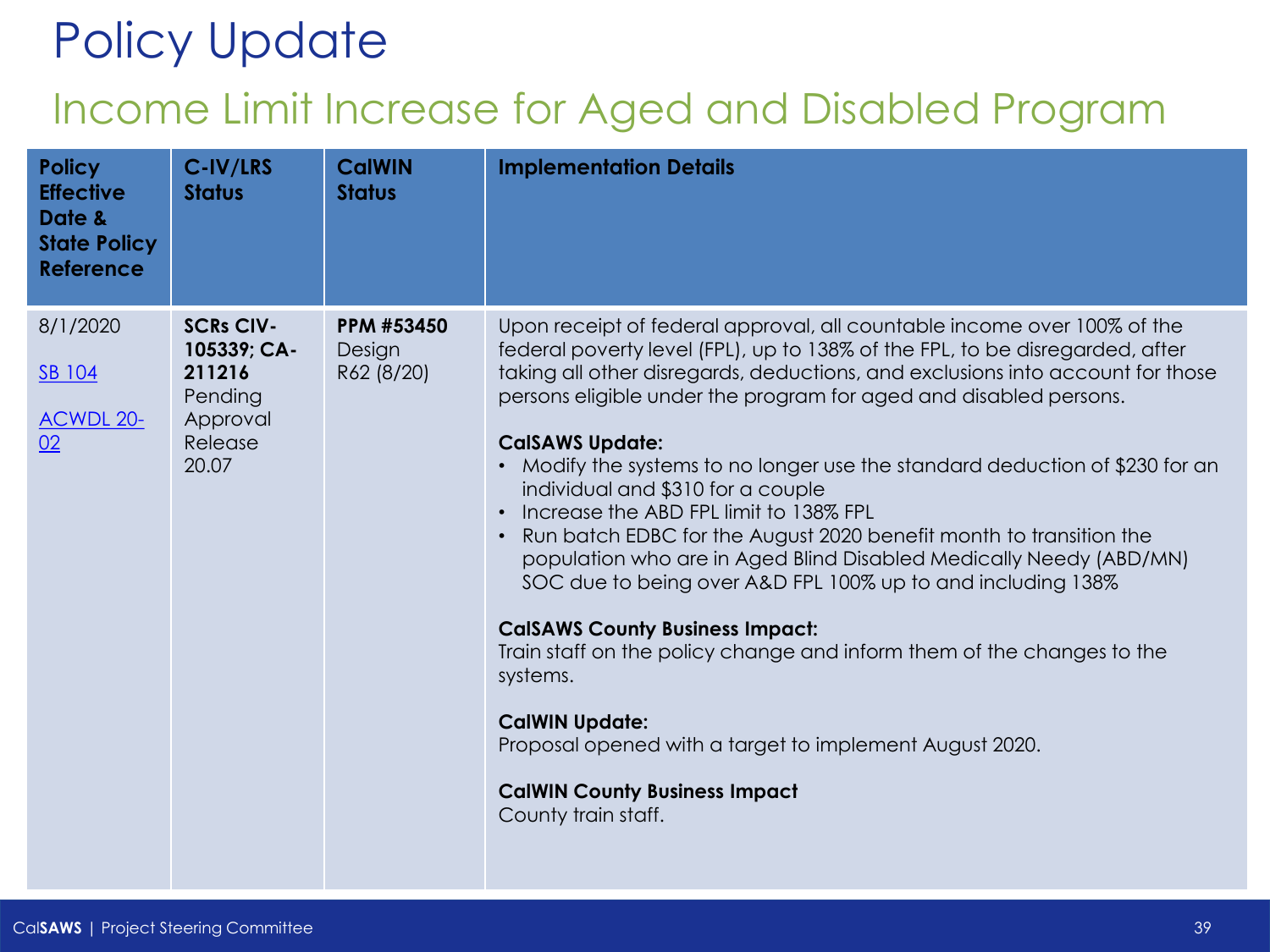# Policy Update

## Income Limit Increase for Aged and Disabled Program

| Policy Effective Date & State Policy Reference | C-IV/LRS Status | CalWIN Status | Implementation Details |
|---|---|---|---|
| 8/1/2020<br><br>SB 104<br><br>ACWDL 20-02 | **SCRs CIV-105339; CA-211216**<br>Pending Approval<br>Release 20.07 | **PPM #53450**<br>Design<br>R62 (8/20) | Upon receipt of federal approval, all countable income over 100% of the federal poverty level (FPL), up to 138% of the FPL, to be disregarded, after taking all other disregards, deductions, and exclusions into account for those persons eligible under the program for aged and disabled persons.<br><br>**CalSAWS Update:**<br>• Modify the systems to no longer use the standard deduction of $230 for an individual and $310 for a couple<br>• Increase the ABD FPL limit to 138% FPL<br>• Run batch EDBC for the August 2020 benefit month to transition the population who are in Aged Blind Disabled Medically Needy (ABD/MN) SOC due to being over A&D FPL 100% up to and including 138%<br><br>**CalSAWS County Business Impact:**<br>Train staff on the policy change and inform them of the changes to the systems.<br><br>**CalWIN Update:**<br>Proposal opened with a target to implement August 2020.<br><br>**CalWIN County Business Impact**<br>County train staff. |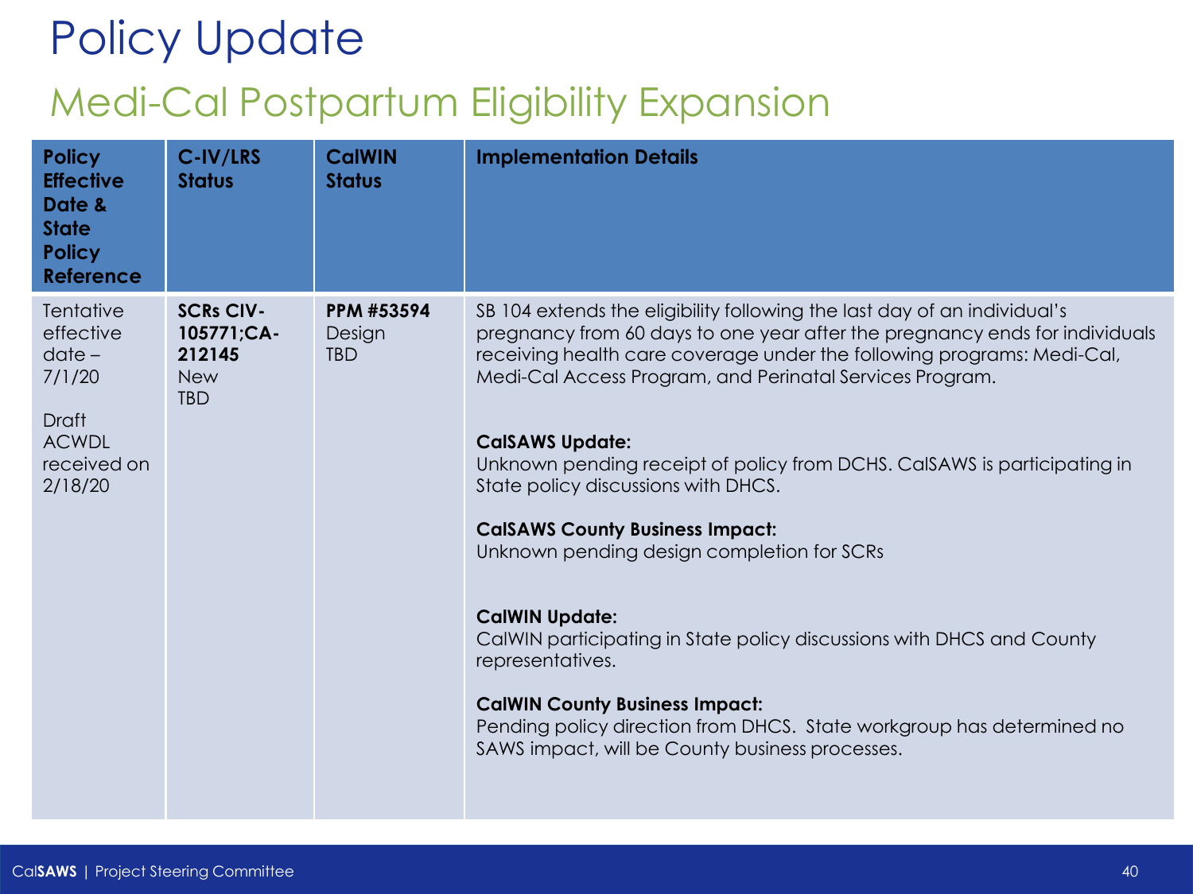# Policy Update

## Medi-Cal Postpartum Eligibility Expansion

| Policy Effective Date & State Policy Reference | C-IV/LRS Status | CalWIN Status | Implementation Details |
|---|---|---|---|
| Tentative effective date – 7/1/20<br><br>Draft ACWDL received on 2/18/20 | **SCRs CIV-105771;CA-212145**<br>New<br>TBD | **PPM #53594**<br>Design<br>TBD | SB 104 extends the eligibility following the last day of an individual's pregnancy from 60 days to one year after the pregnancy ends for individuals receiving health care coverage under the following programs: Medi-Cal, Medi-Cal Access Program, and Perinatal Services Program.<br><br>**CalSAWS Update:**<br>Unknown pending receipt of policy from DCHS. CalSAWS is participating in State policy discussions with DHCS.<br><br>**CalSAWS County Business Impact:**<br>Unknown pending design completion for SCRs<br><br>**CalWIN Update:**<br>CalWIN participating in State policy discussions with DHCS and County representatives.<br><br>**CalWIN County Business Impact:**<br>Pending policy direction from DHCS. State workgroup has determined no SAWS impact, will be County business processes. |